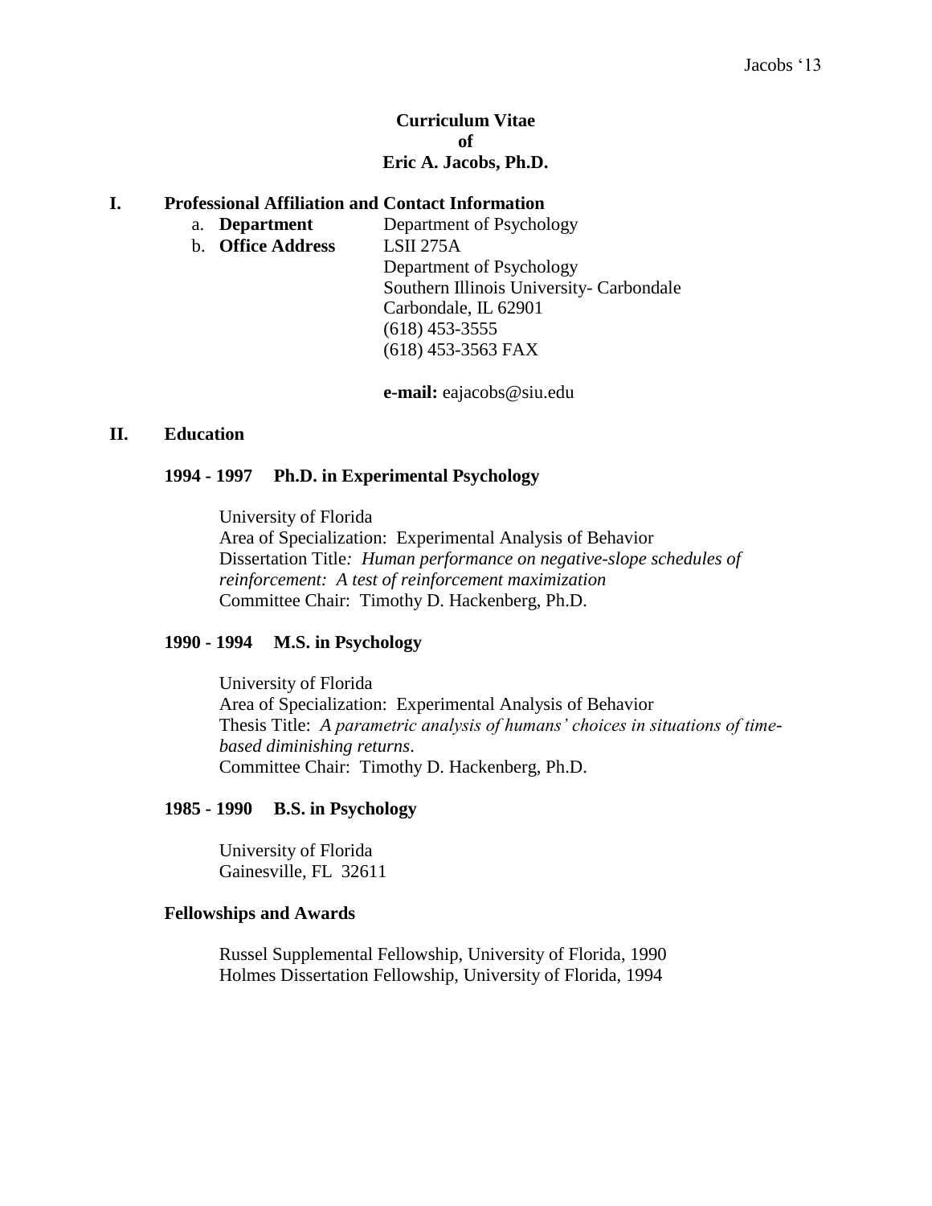# Curriculum Vitae
## of
## Eric A. Jacobs, Ph.D.

## I. Professional Affiliation and Contact Information

a. **Department** Department of Psychology

b. **Office Address** LSII 275A
Department of Psychology
Southern Illinois University- Carbondale
Carbondale, IL 62901
(618) 453-3555
(618) 453-3563 FAX

**e-mail:** eajacobs@siu.edu

## II. Education

### 1994 - 1997 Ph.D. in Experimental Psychology

University of Florida
Area of Specialization: Experimental Analysis of Behavior
Dissertation Title: *Human performance on negative-slope schedules of reinforcement: A test of reinforcement maximization*
Committee Chair: Timothy D. Hackenberg, Ph.D.

### 1990 - 1994 M.S. in Psychology

University of Florida
Area of Specialization: Experimental Analysis of Behavior
Thesis Title: *A parametric analysis of humans' choices in situations of time-based diminishing returns*.
Committee Chair: Timothy D. Hackenberg, Ph.D.

### 1985 - 1990 B.S. in Psychology

University of Florida
Gainesville, FL 32611

### Fellowships and Awards

Russel Supplemental Fellowship, University of Florida, 1990
Holmes Dissertation Fellowship, University of Florida, 1994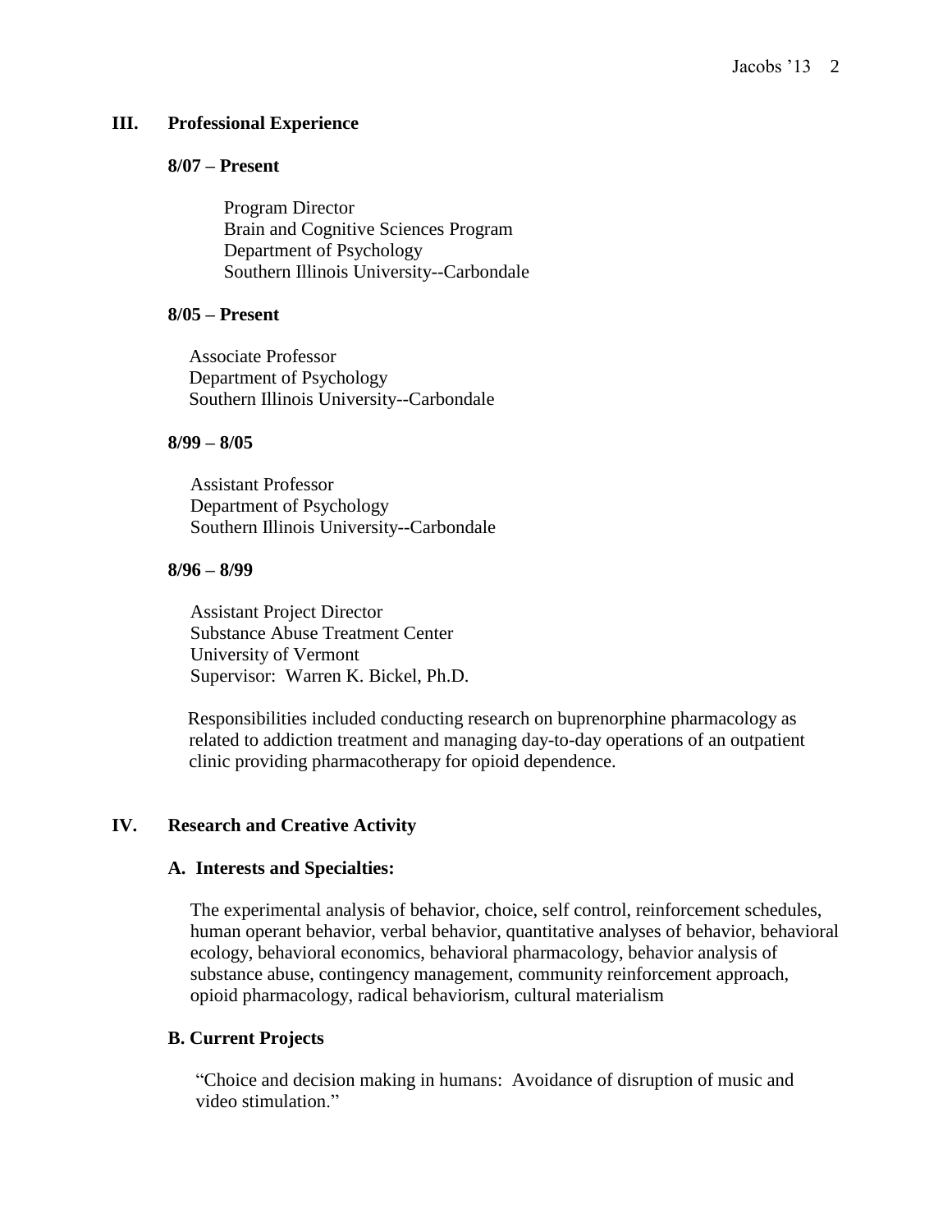## III. Professional Experience

**8/07 – Present**

Program Director
Brain and Cognitive Sciences Program
Department of Psychology
Southern Illinois University--Carbondale

**8/05 – Present**

Associate Professor
Department of Psychology
Southern Illinois University--Carbondale

**8/99 – 8/05**

Assistant Professor
Department of Psychology
Southern Illinois University--Carbondale

**8/96 – 8/99**

Assistant Project Director
Substance Abuse Treatment Center
University of Vermont
Supervisor: Warren K. Bickel, Ph.D.

Responsibilities included conducting research on buprenorphine pharmacology as related to addiction treatment and managing day-to-day operations of an outpatient clinic providing pharmacotherapy for opioid dependence.

## IV. Research and Creative Activity

### A. Interests and Specialties:

The experimental analysis of behavior, choice, self control, reinforcement schedules, human operant behavior, verbal behavior, quantitative analyses of behavior, behavioral ecology, behavioral economics, behavioral pharmacology, behavior analysis of substance abuse, contingency management, community reinforcement approach, opioid pharmacology, radical behaviorism, cultural materialism

### B. Current Projects

"Choice and decision making in humans: Avoidance of disruption of music and video stimulation."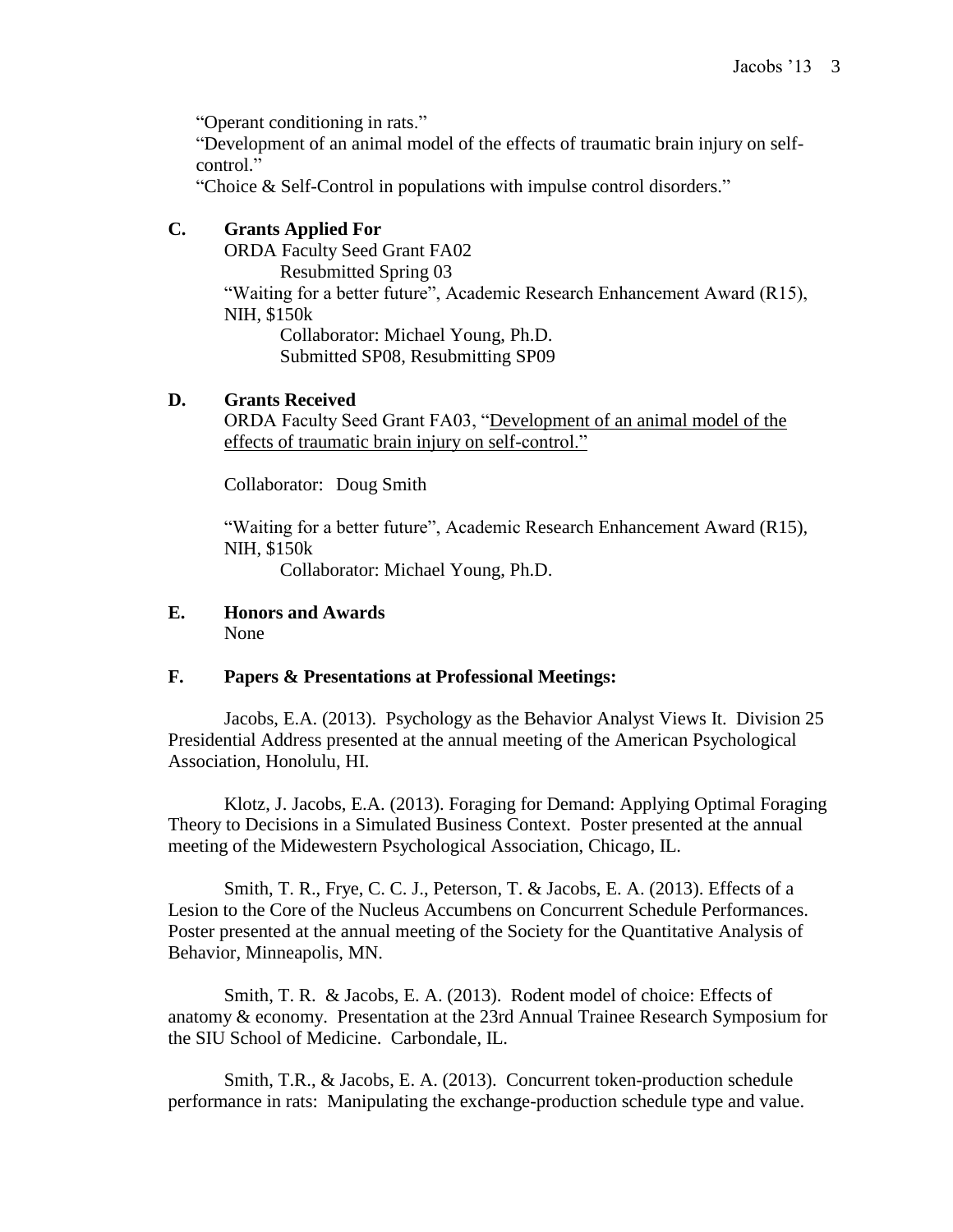"Operant conditioning in rats."
"Development of an animal model of the effects of traumatic brain injury on self-control."
"Choice & Self-Control in populations with impulse control disorders."

### C. Grants Applied For

ORDA Faculty Seed Grant FA02
Resubmitted Spring 03
"Waiting for a better future", Academic Research Enhancement Award (R15), NIH, $150k
Collaborator: Michael Young, Ph.D.
Submitted SP08, Resubmitting SP09

### D. Grants Received

ORDA Faculty Seed Grant FA03, "Development of an animal model of the effects of traumatic brain injury on self-control."

Collaborator: Doug Smith

"Waiting for a better future", Academic Research Enhancement Award (R15), NIH, $150k
Collaborator: Michael Young, Ph.D.

### E. Honors and Awards

None

### F. Papers & Presentations at Professional Meetings:

Jacobs, E.A. (2013). Psychology as the Behavior Analyst Views It. Division 25 Presidential Address presented at the annual meeting of the American Psychological Association, Honolulu, HI.

Klotz, J. Jacobs, E.A. (2013). Foraging for Demand: Applying Optimal Foraging Theory to Decisions in a Simulated Business Context. Poster presented at the annual meeting of the Midewestern Psychological Association, Chicago, IL.

Smith, T. R., Frye, C. C. J., Peterson, T. & Jacobs, E. A. (2013). Effects of a Lesion to the Core of the Nucleus Accumbens on Concurrent Schedule Performances. Poster presented at the annual meeting of the Society for the Quantitative Analysis of Behavior, Minneapolis, MN.

Smith, T. R. & Jacobs, E. A. (2013). Rodent model of choice: Effects of anatomy & economy. Presentation at the 23rd Annual Trainee Research Symposium for the SIU School of Medicine. Carbondale, IL.

Smith, T.R., & Jacobs, E. A. (2013). Concurrent token-production schedule performance in rats: Manipulating the exchange-production schedule type and value.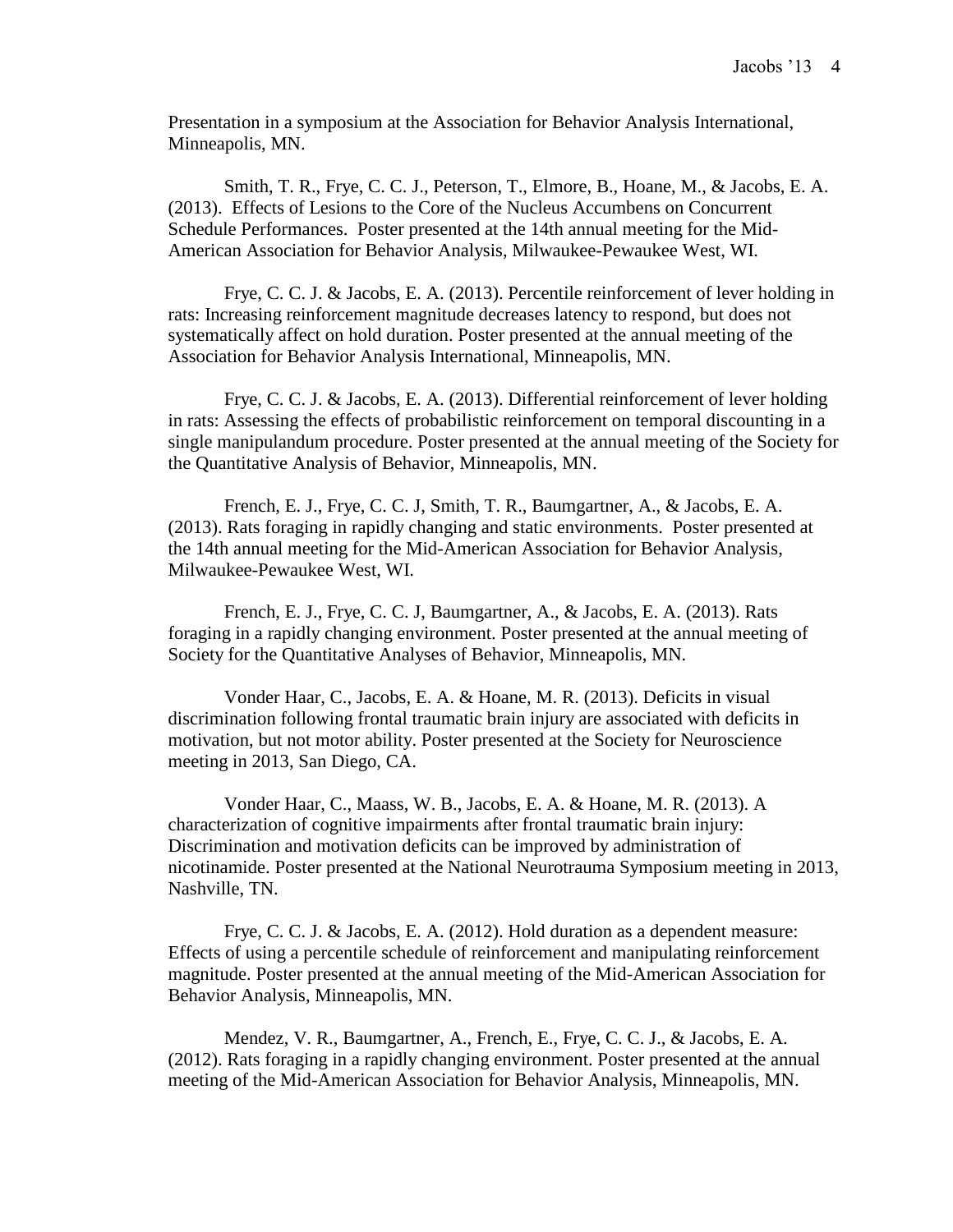Presentation in a symposium at the Association for Behavior Analysis International, Minneapolis, MN.

Smith, T. R., Frye, C. C. J., Peterson, T., Elmore, B., Hoane, M., & Jacobs, E. A. (2013). Effects of Lesions to the Core of the Nucleus Accumbens on Concurrent Schedule Performances. Poster presented at the 14th annual meeting for the Mid-American Association for Behavior Analysis, Milwaukee-Pewaukee West, WI.

Frye, C. C. J. & Jacobs, E. A. (2013). Percentile reinforcement of lever holding in rats: Increasing reinforcement magnitude decreases latency to respond, but does not systematically affect on hold duration. Poster presented at the annual meeting of the Association for Behavior Analysis International, Minneapolis, MN.

Frye, C. C. J. & Jacobs, E. A. (2013). Differential reinforcement of lever holding in rats: Assessing the effects of probabilistic reinforcement on temporal discounting in a single manipulandum procedure. Poster presented at the annual meeting of the Society for the Quantitative Analysis of Behavior, Minneapolis, MN.

French, E. J., Frye, C. C. J, Smith, T. R., Baumgartner, A., & Jacobs, E. A. (2013). Rats foraging in rapidly changing and static environments. Poster presented at the 14th annual meeting for the Mid-American Association for Behavior Analysis, Milwaukee-Pewaukee West, WI.

French, E. J., Frye, C. C. J, Baumgartner, A., & Jacobs, E. A. (2013). Rats foraging in a rapidly changing environment. Poster presented at the annual meeting of Society for the Quantitative Analyses of Behavior, Minneapolis, MN.

Vonder Haar, C., Jacobs, E. A. & Hoane, M. R. (2013). Deficits in visual discrimination following frontal traumatic brain injury are associated with deficits in motivation, but not motor ability. Poster presented at the Society for Neuroscience meeting in 2013, San Diego, CA.

Vonder Haar, C., Maass, W. B., Jacobs, E. A. & Hoane, M. R. (2013). A characterization of cognitive impairments after frontal traumatic brain injury: Discrimination and motivation deficits can be improved by administration of nicotinamide. Poster presented at the National Neurotrauma Symposium meeting in 2013, Nashville, TN.

Frye, C. C. J. & Jacobs, E. A. (2012). Hold duration as a dependent measure: Effects of using a percentile schedule of reinforcement and manipulating reinforcement magnitude. Poster presented at the annual meeting of the Mid-American Association for Behavior Analysis, Minneapolis, MN.

Mendez, V. R., Baumgartner, A., French, E., Frye, C. C. J., & Jacobs, E. A. (2012). Rats foraging in a rapidly changing environment. Poster presented at the annual meeting of the Mid-American Association for Behavior Analysis, Minneapolis, MN.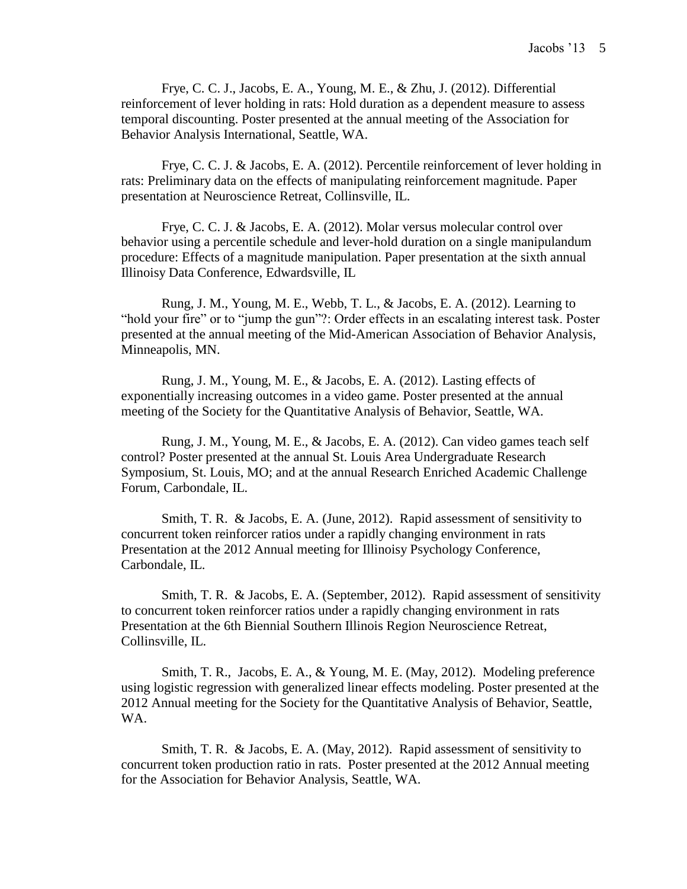Frye, C. C. J., Jacobs, E. A., Young, M. E., & Zhu, J. (2012). Differential reinforcement of lever holding in rats: Hold duration as a dependent measure to assess temporal discounting. Poster presented at the annual meeting of the Association for Behavior Analysis International, Seattle, WA.

Frye, C. C. J. & Jacobs, E. A. (2012). Percentile reinforcement of lever holding in rats: Preliminary data on the effects of manipulating reinforcement magnitude. Paper presentation at Neuroscience Retreat, Collinsville, IL.

Frye, C. C. J. & Jacobs, E. A. (2012). Molar versus molecular control over behavior using a percentile schedule and lever-hold duration on a single manipulandum procedure: Effects of a magnitude manipulation. Paper presentation at the sixth annual Illinoisy Data Conference, Edwardsville, IL

Rung, J. M., Young, M. E., Webb, T. L., & Jacobs, E. A. (2012). Learning to "hold your fire" or to "jump the gun"?: Order effects in an escalating interest task. Poster presented at the annual meeting of the Mid-American Association of Behavior Analysis, Minneapolis, MN.

Rung, J. M., Young, M. E., & Jacobs, E. A. (2012). Lasting effects of exponentially increasing outcomes in a video game. Poster presented at the annual meeting of the Society for the Quantitative Analysis of Behavior, Seattle, WA.

Rung, J. M., Young, M. E., & Jacobs, E. A. (2012). Can video games teach self control? Poster presented at the annual St. Louis Area Undergraduate Research Symposium, St. Louis, MO; and at the annual Research Enriched Academic Challenge Forum, Carbondale, IL.

Smith, T. R. & Jacobs, E. A. (June, 2012). Rapid assessment of sensitivity to concurrent token reinforcer ratios under a rapidly changing environment in rats Presentation at the 2012 Annual meeting for Illinoisy Psychology Conference, Carbondale, IL.

Smith, T. R. & Jacobs, E. A. (September, 2012). Rapid assessment of sensitivity to concurrent token reinforcer ratios under a rapidly changing environment in rats Presentation at the 6th Biennial Southern Illinois Region Neuroscience Retreat, Collinsville, IL.

Smith, T. R., Jacobs, E. A., & Young, M. E. (May, 2012). Modeling preference using logistic regression with generalized linear effects modeling. Poster presented at the 2012 Annual meeting for the Society for the Quantitative Analysis of Behavior, Seattle, WA.

Smith, T. R. & Jacobs, E. A. (May, 2012). Rapid assessment of sensitivity to concurrent token production ratio in rats. Poster presented at the 2012 Annual meeting for the Association for Behavior Analysis, Seattle, WA.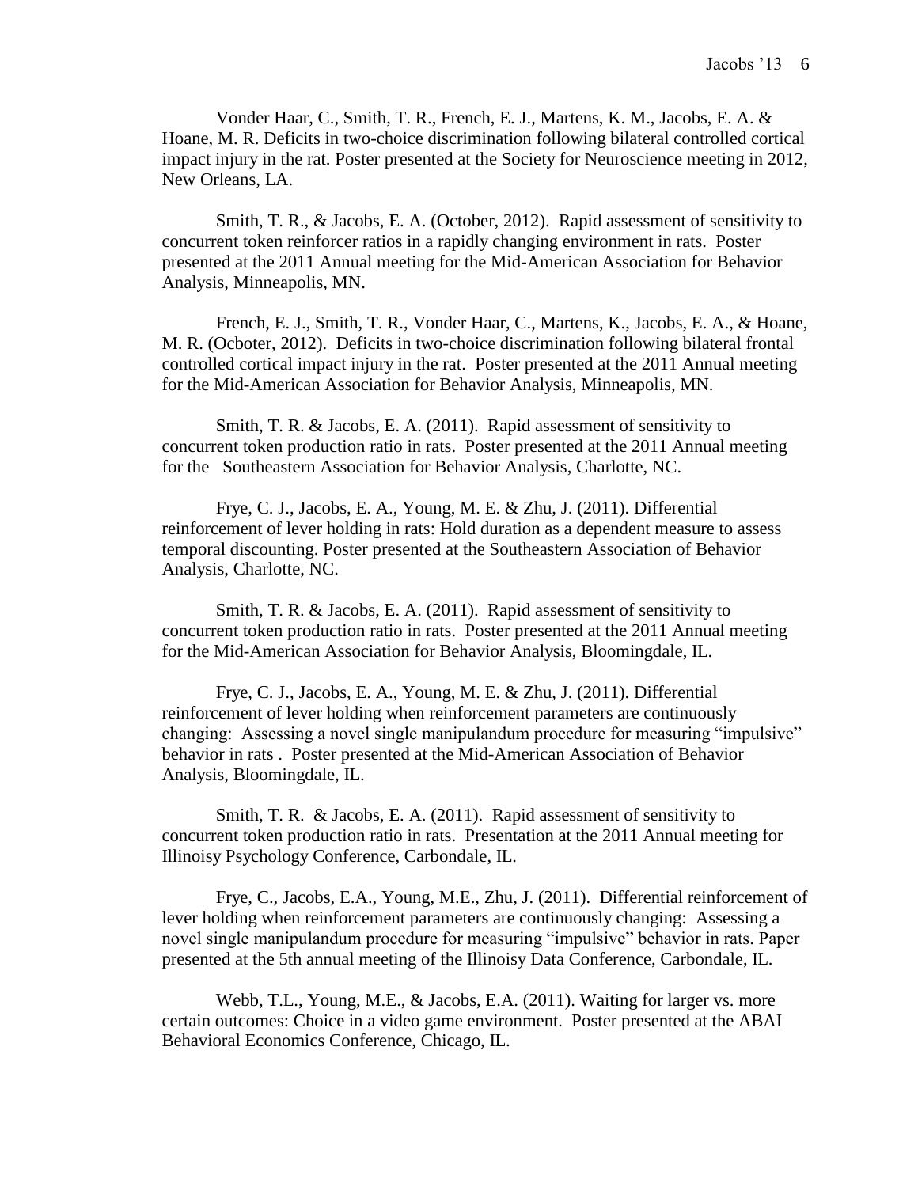Vonder Haar, C., Smith, T. R., French, E. J., Martens, K. M., Jacobs, E. A. & Hoane, M. R. Deficits in two-choice discrimination following bilateral controlled cortical impact injury in the rat. Poster presented at the Society for Neuroscience meeting in 2012, New Orleans, LA.

Smith, T. R., & Jacobs, E. A. (October, 2012). Rapid assessment of sensitivity to concurrent token reinforcer ratios in a rapidly changing environment in rats. Poster presented at the 2011 Annual meeting for the Mid-American Association for Behavior Analysis, Minneapolis, MN.

French, E. J., Smith, T. R., Vonder Haar, C., Martens, K., Jacobs, E. A., & Hoane, M. R. (Ocboter, 2012). Deficits in two-choice discrimination following bilateral frontal controlled cortical impact injury in the rat. Poster presented at the 2011 Annual meeting for the Mid-American Association for Behavior Analysis, Minneapolis, MN.

Smith, T. R. & Jacobs, E. A. (2011). Rapid assessment of sensitivity to concurrent token production ratio in rats. Poster presented at the 2011 Annual meeting for the Southeastern Association for Behavior Analysis, Charlotte, NC.

Frye, C. J., Jacobs, E. A., Young, M. E. & Zhu, J. (2011). Differential reinforcement of lever holding in rats: Hold duration as a dependent measure to assess temporal discounting. Poster presented at the Southeastern Association of Behavior Analysis, Charlotte, NC.

Smith, T. R. & Jacobs, E. A. (2011). Rapid assessment of sensitivity to concurrent token production ratio in rats. Poster presented at the 2011 Annual meeting for the Mid-American Association for Behavior Analysis, Bloomingdale, IL.

Frye, C. J., Jacobs, E. A., Young, M. E. & Zhu, J. (2011). Differential reinforcement of lever holding when reinforcement parameters are continuously changing: Assessing a novel single manipulandum procedure for measuring "impulsive" behavior in rats . Poster presented at the Mid-American Association of Behavior Analysis, Bloomingdale, IL.

Smith, T. R. & Jacobs, E. A. (2011). Rapid assessment of sensitivity to concurrent token production ratio in rats. Presentation at the 2011 Annual meeting for Illinoisy Psychology Conference, Carbondale, IL.

Frye, C., Jacobs, E.A., Young, M.E., Zhu, J. (2011). Differential reinforcement of lever holding when reinforcement parameters are continuously changing: Assessing a novel single manipulandum procedure for measuring "impulsive" behavior in rats. Paper presented at the 5th annual meeting of the Illinoisy Data Conference, Carbondale, IL.

Webb, T.L., Young, M.E., & Jacobs, E.A. (2011). Waiting for larger vs. more certain outcomes: Choice in a video game environment. Poster presented at the ABAI Behavioral Economics Conference, Chicago, IL.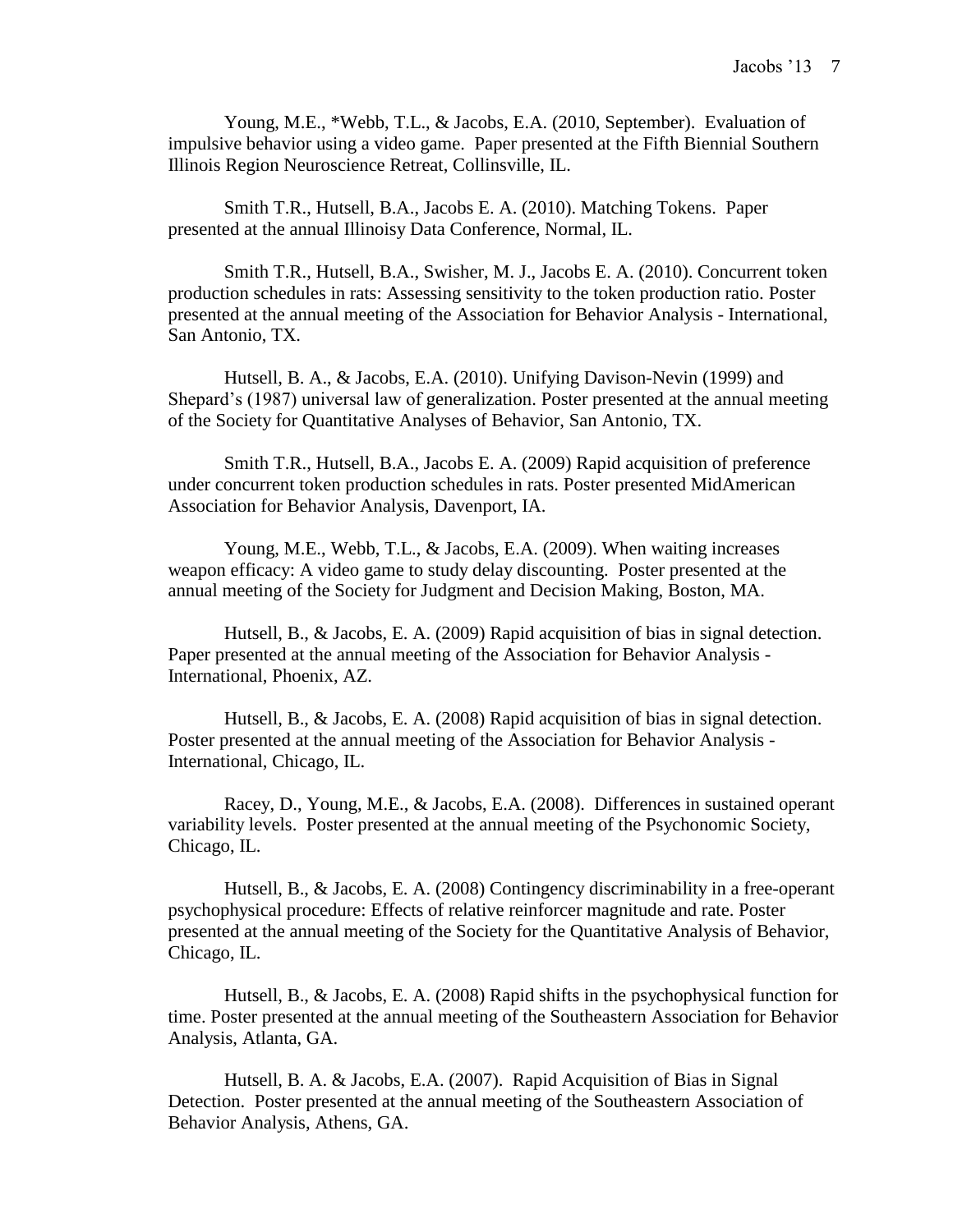Young, M.E., *Webb, T.L., & Jacobs, E.A. (2010, September). Evaluation of impulsive behavior using a video game. Paper presented at the Fifth Biennial Southern Illinois Region Neuroscience Retreat, Collinsville, IL.

Smith T.R., Hutsell, B.A., Jacobs E. A. (2010). Matching Tokens. Paper presented at the annual Illinoisy Data Conference, Normal, IL.

Smith T.R., Hutsell, B.A., Swisher, M. J., Jacobs E. A. (2010). Concurrent token production schedules in rats: Assessing sensitivity to the token production ratio. Poster presented at the annual meeting of the Association for Behavior Analysis - International, San Antonio, TX.

Hutsell, B. A., & Jacobs, E.A. (2010). Unifying Davison-Nevin (1999) and Shepard's (1987) universal law of generalization. Poster presented at the annual meeting of the Society for Quantitative Analyses of Behavior, San Antonio, TX.

Smith T.R., Hutsell, B.A., Jacobs E. A. (2009) Rapid acquisition of preference under concurrent token production schedules in rats. Poster presented MidAmerican Association for Behavior Analysis, Davenport, IA.

Young, M.E., Webb, T.L., & Jacobs, E.A. (2009). When waiting increases weapon efficacy: A video game to study delay discounting. Poster presented at the annual meeting of the Society for Judgment and Decision Making, Boston, MA.

Hutsell, B., & Jacobs, E. A. (2009) Rapid acquisition of bias in signal detection. Paper presented at the annual meeting of the Association for Behavior Analysis - International, Phoenix, AZ.

Hutsell, B., & Jacobs, E. A. (2008) Rapid acquisition of bias in signal detection. Poster presented at the annual meeting of the Association for Behavior Analysis - International, Chicago, IL.

Racey, D., Young, M.E., & Jacobs, E.A. (2008). Differences in sustained operant variability levels. Poster presented at the annual meeting of the Psychonomic Society, Chicago, IL.

Hutsell, B., & Jacobs, E. A. (2008) Contingency discriminability in a free-operant psychophysical procedure: Effects of relative reinforcer magnitude and rate. Poster presented at the annual meeting of the Society for the Quantitative Analysis of Behavior, Chicago, IL.

Hutsell, B., & Jacobs, E. A. (2008) Rapid shifts in the psychophysical function for time. Poster presented at the annual meeting of the Southeastern Association for Behavior Analysis, Atlanta, GA.

Hutsell, B. A. & Jacobs, E.A. (2007). Rapid Acquisition of Bias in Signal Detection. Poster presented at the annual meeting of the Southeastern Association of Behavior Analysis, Athens, GA.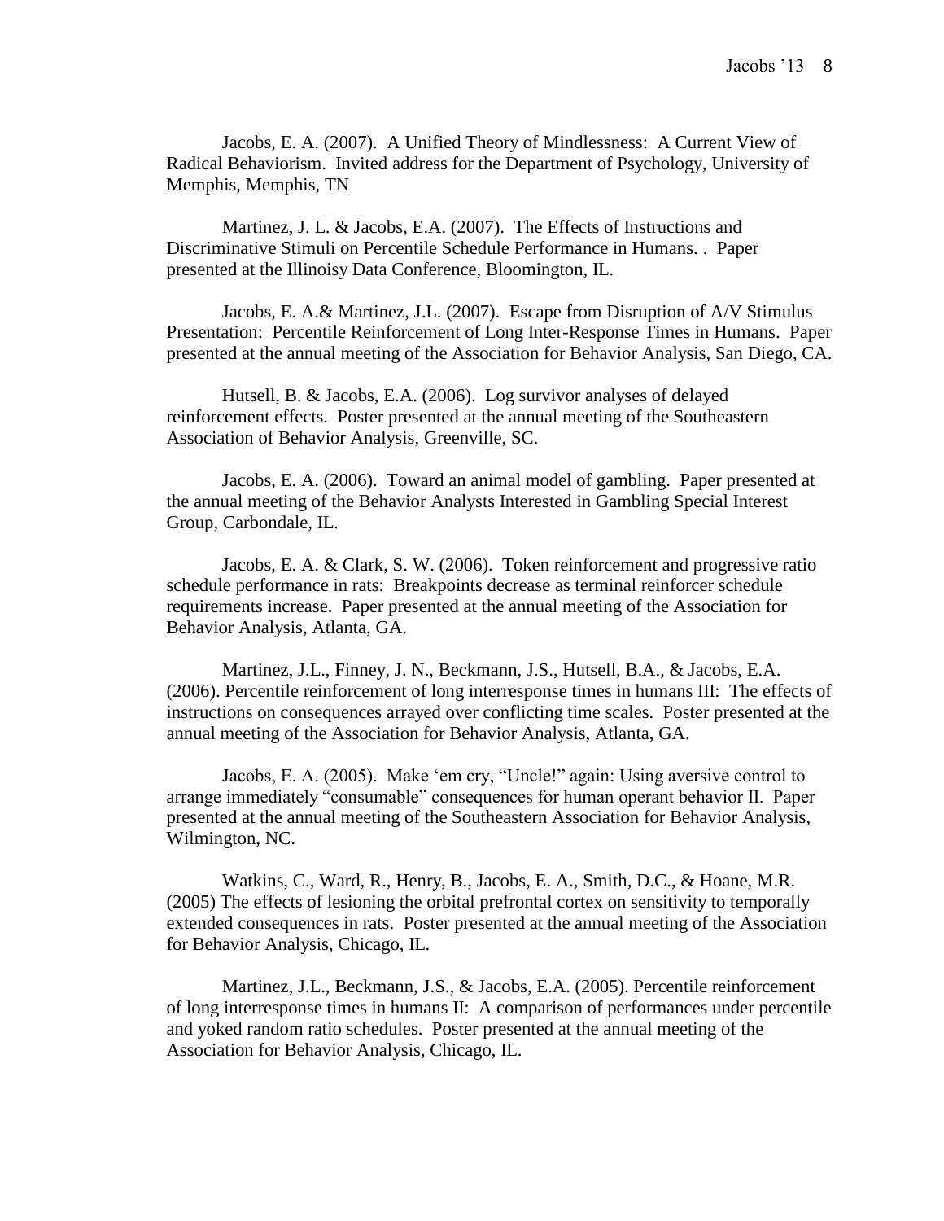Jacobs, E. A. (2007). A Unified Theory of Mindlessness: A Current View of Radical Behaviorism. Invited address for the Department of Psychology, University of Memphis, Memphis, TN

Martinez, J. L. & Jacobs, E.A. (2007). The Effects of Instructions and Discriminative Stimuli on Percentile Schedule Performance in Humans. . Paper presented at the Illinoisy Data Conference, Bloomington, IL.

Jacobs, E. A.& Martinez, J.L. (2007). Escape from Disruption of A/V Stimulus Presentation: Percentile Reinforcement of Long Inter-Response Times in Humans. Paper presented at the annual meeting of the Association for Behavior Analysis, San Diego, CA.

Hutsell, B. & Jacobs, E.A. (2006). Log survivor analyses of delayed reinforcement effects. Poster presented at the annual meeting of the Southeastern Association of Behavior Analysis, Greenville, SC.

Jacobs, E. A. (2006). Toward an animal model of gambling. Paper presented at the annual meeting of the Behavior Analysts Interested in Gambling Special Interest Group, Carbondale, IL.

Jacobs, E. A. & Clark, S. W. (2006). Token reinforcement and progressive ratio schedule performance in rats: Breakpoints decrease as terminal reinforcer schedule requirements increase. Paper presented at the annual meeting of the Association for Behavior Analysis, Atlanta, GA.

Martinez, J.L., Finney, J. N., Beckmann, J.S., Hutsell, B.A., & Jacobs, E.A. (2006). Percentile reinforcement of long interresponse times in humans III: The effects of instructions on consequences arrayed over conflicting time scales. Poster presented at the annual meeting of the Association for Behavior Analysis, Atlanta, GA.

Jacobs, E. A. (2005). Make 'em cry, "Uncle!" again: Using aversive control to arrange immediately "consumable" consequences for human operant behavior II. Paper presented at the annual meeting of the Southeastern Association for Behavior Analysis, Wilmington, NC.

Watkins, C., Ward, R., Henry, B., Jacobs, E. A., Smith, D.C., & Hoane, M.R. (2005) The effects of lesioning the orbital prefrontal cortex on sensitivity to temporally extended consequences in rats. Poster presented at the annual meeting of the Association for Behavior Analysis, Chicago, IL.

Martinez, J.L., Beckmann, J.S., & Jacobs, E.A. (2005). Percentile reinforcement of long interresponse times in humans II: A comparison of performances under percentile and yoked random ratio schedules. Poster presented at the annual meeting of the Association for Behavior Analysis, Chicago, IL.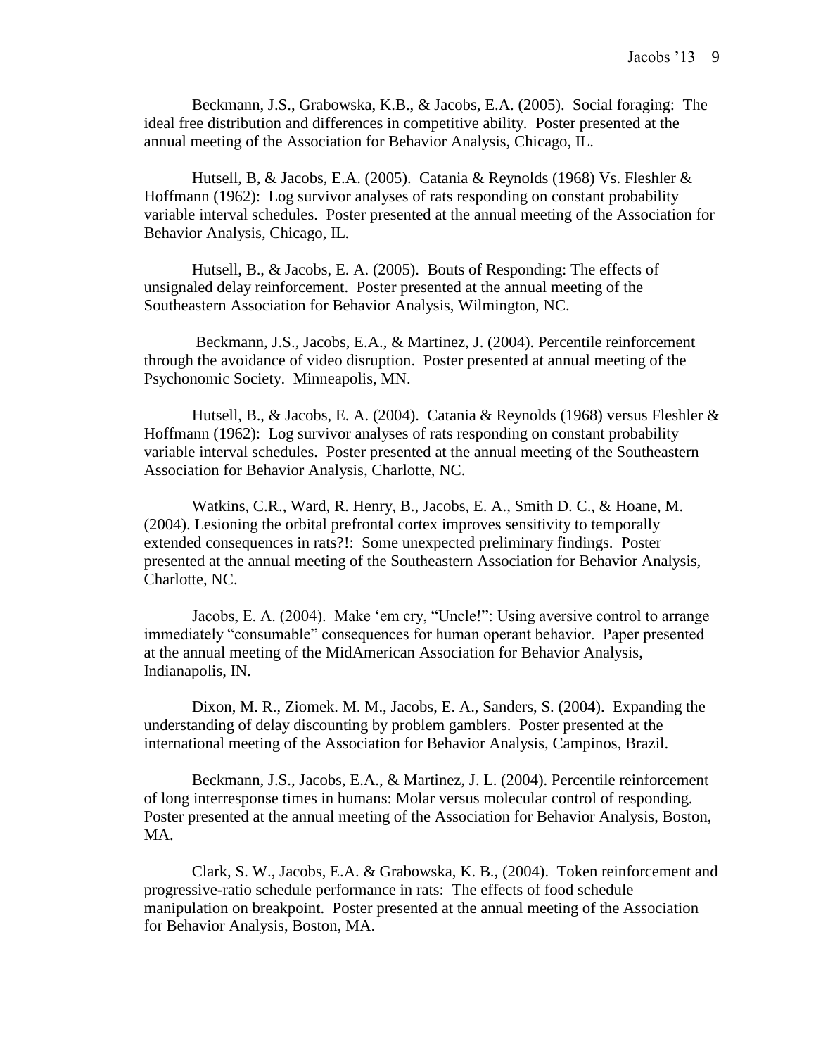Beckmann, J.S., Grabowska, K.B., & Jacobs, E.A. (2005). Social foraging: The ideal free distribution and differences in competitive ability. Poster presented at the annual meeting of the Association for Behavior Analysis, Chicago, IL.

Hutsell, B, & Jacobs, E.A. (2005). Catania & Reynolds (1968) Vs. Fleshler & Hoffmann (1962): Log survivor analyses of rats responding on constant probability variable interval schedules. Poster presented at the annual meeting of the Association for Behavior Analysis, Chicago, IL.

Hutsell, B., & Jacobs, E. A. (2005). Bouts of Responding: The effects of unsignaled delay reinforcement. Poster presented at the annual meeting of the Southeastern Association for Behavior Analysis, Wilmington, NC.

Beckmann, J.S., Jacobs, E.A., & Martinez, J. (2004). Percentile reinforcement through the avoidance of video disruption. Poster presented at annual meeting of the Psychonomic Society. Minneapolis, MN.

Hutsell, B., & Jacobs, E. A. (2004). Catania & Reynolds (1968) versus Fleshler & Hoffmann (1962): Log survivor analyses of rats responding on constant probability variable interval schedules. Poster presented at the annual meeting of the Southeastern Association for Behavior Analysis, Charlotte, NC.

Watkins, C.R., Ward, R. Henry, B., Jacobs, E. A., Smith D. C., & Hoane, M. (2004). Lesioning the orbital prefrontal cortex improves sensitivity to temporally extended consequences in rats?!: Some unexpected preliminary findings. Poster presented at the annual meeting of the Southeastern Association for Behavior Analysis, Charlotte, NC.

Jacobs, E. A. (2004). Make 'em cry, "Uncle!": Using aversive control to arrange immediately "consumable" consequences for human operant behavior. Paper presented at the annual meeting of the MidAmerican Association for Behavior Analysis, Indianapolis, IN.

Dixon, M. R., Ziomek. M. M., Jacobs, E. A., Sanders, S. (2004). Expanding the understanding of delay discounting by problem gamblers. Poster presented at the international meeting of the Association for Behavior Analysis, Campinos, Brazil.

Beckmann, J.S., Jacobs, E.A., & Martinez, J. L. (2004). Percentile reinforcement of long interresponse times in humans: Molar versus molecular control of responding. Poster presented at the annual meeting of the Association for Behavior Analysis, Boston, MA.

Clark, S. W., Jacobs, E.A. & Grabowska, K. B., (2004). Token reinforcement and progressive-ratio schedule performance in rats: The effects of food schedule manipulation on breakpoint. Poster presented at the annual meeting of the Association for Behavior Analysis, Boston, MA.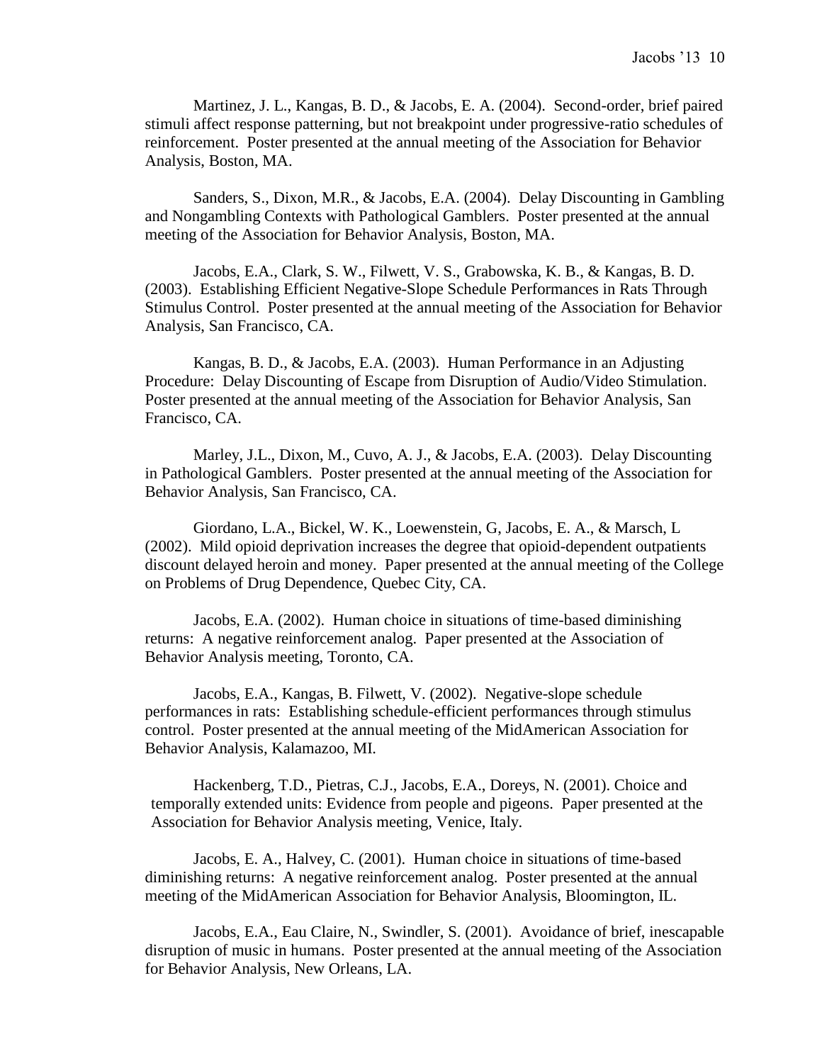Martinez, J. L., Kangas, B. D., & Jacobs, E. A. (2004). Second-order, brief paired stimuli affect response patterning, but not breakpoint under progressive-ratio schedules of reinforcement. Poster presented at the annual meeting of the Association for Behavior Analysis, Boston, MA.

Sanders, S., Dixon, M.R., & Jacobs, E.A. (2004). Delay Discounting in Gambling and Nongambling Contexts with Pathological Gamblers. Poster presented at the annual meeting of the Association for Behavior Analysis, Boston, MA.

Jacobs, E.A., Clark, S. W., Filwett, V. S., Grabowska, K. B., & Kangas, B. D. (2003). Establishing Efficient Negative-Slope Schedule Performances in Rats Through Stimulus Control. Poster presented at the annual meeting of the Association for Behavior Analysis, San Francisco, CA.

Kangas, B. D., & Jacobs, E.A. (2003). Human Performance in an Adjusting Procedure: Delay Discounting of Escape from Disruption of Audio/Video Stimulation. Poster presented at the annual meeting of the Association for Behavior Analysis, San Francisco, CA.

Marley, J.L., Dixon, M., Cuvo, A. J., & Jacobs, E.A. (2003). Delay Discounting in Pathological Gamblers. Poster presented at the annual meeting of the Association for Behavior Analysis, San Francisco, CA.

Giordano, L.A., Bickel, W. K., Loewenstein, G, Jacobs, E. A., & Marsch, L (2002). Mild opioid deprivation increases the degree that opioid-dependent outpatients discount delayed heroin and money. Paper presented at the annual meeting of the College on Problems of Drug Dependence, Quebec City, CA.

Jacobs, E.A. (2002). Human choice in situations of time-based diminishing returns: A negative reinforcement analog. Paper presented at the Association of Behavior Analysis meeting, Toronto, CA.

Jacobs, E.A., Kangas, B. Filwett, V. (2002). Negative-slope schedule performances in rats: Establishing schedule-efficient performances through stimulus control. Poster presented at the annual meeting of the MidAmerican Association for Behavior Analysis, Kalamazoo, MI.

Hackenberg, T.D., Pietras, C.J., Jacobs, E.A., Doreys, N. (2001). Choice and temporally extended units: Evidence from people and pigeons. Paper presented at the Association for Behavior Analysis meeting, Venice, Italy.

Jacobs, E. A., Halvey, C. (2001). Human choice in situations of time-based diminishing returns: A negative reinforcement analog. Poster presented at the annual meeting of the MidAmerican Association for Behavior Analysis, Bloomington, IL.

Jacobs, E.A., Eau Claire, N., Swindler, S. (2001). Avoidance of brief, inescapable disruption of music in humans. Poster presented at the annual meeting of the Association for Behavior Analysis, New Orleans, LA.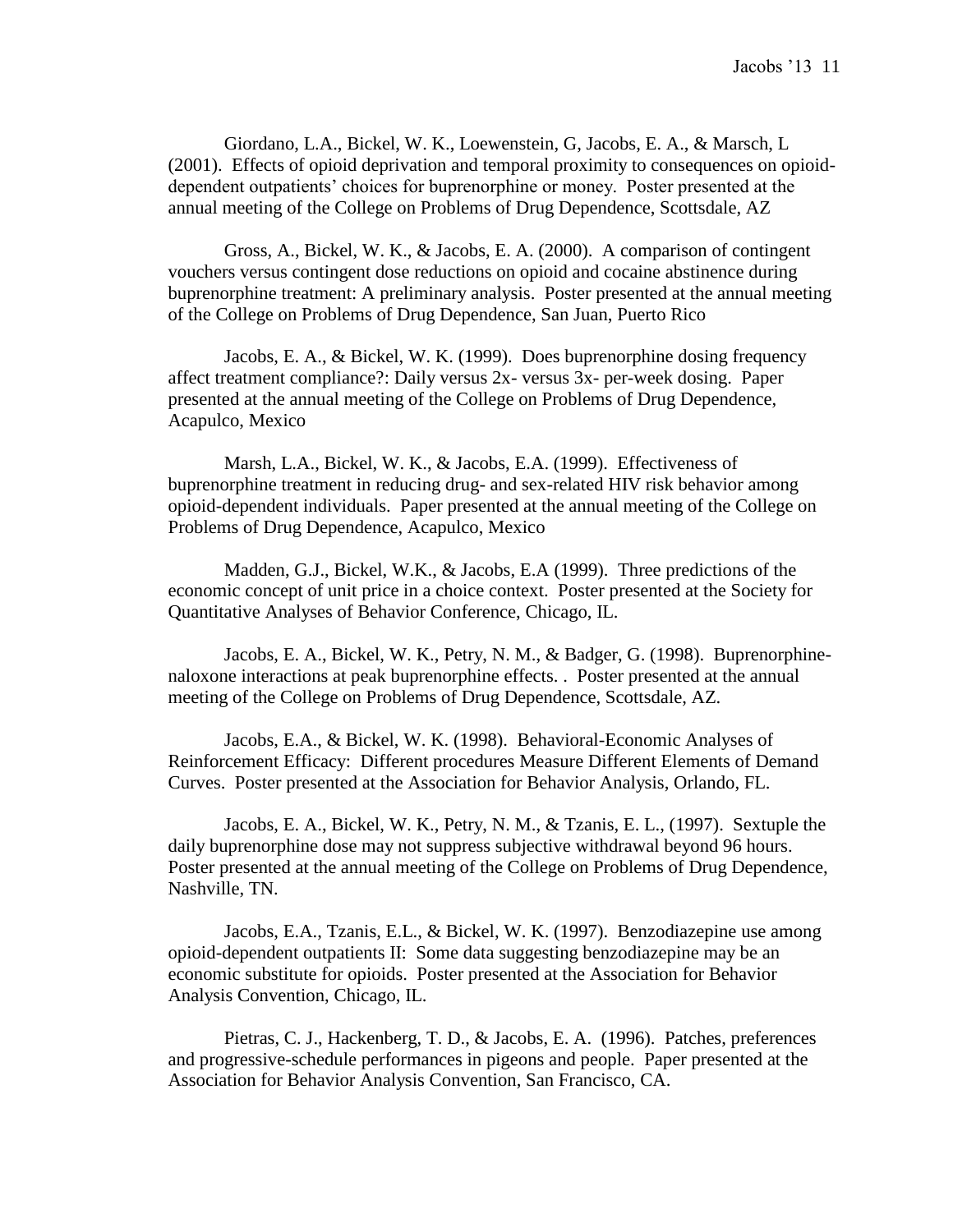Giordano, L.A., Bickel, W. K., Loewenstein, G, Jacobs, E. A., & Marsch, L (2001). Effects of opioid deprivation and temporal proximity to consequences on opioid-dependent outpatients' choices for buprenorphine or money. Poster presented at the annual meeting of the College on Problems of Drug Dependence, Scottsdale, AZ

Gross, A., Bickel, W. K., & Jacobs, E. A. (2000). A comparison of contingent vouchers versus contingent dose reductions on opioid and cocaine abstinence during buprenorphine treatment: A preliminary analysis. Poster presented at the annual meeting of the College on Problems of Drug Dependence, San Juan, Puerto Rico

Jacobs, E. A., & Bickel, W. K. (1999). Does buprenorphine dosing frequency affect treatment compliance?: Daily versus 2x- versus 3x- per-week dosing. Paper presented at the annual meeting of the College on Problems of Drug Dependence, Acapulco, Mexico

Marsh, L.A., Bickel, W. K., & Jacobs, E.A. (1999). Effectiveness of buprenorphine treatment in reducing drug- and sex-related HIV risk behavior among opioid-dependent individuals. Paper presented at the annual meeting of the College on Problems of Drug Dependence, Acapulco, Mexico

Madden, G.J., Bickel, W.K., & Jacobs, E.A (1999). Three predictions of the economic concept of unit price in a choice context. Poster presented at the Society for Quantitative Analyses of Behavior Conference, Chicago, IL.

Jacobs, E. A., Bickel, W. K., Petry, N. M., & Badger, G. (1998). Buprenorphine-naloxone interactions at peak buprenorphine effects. . Poster presented at the annual meeting of the College on Problems of Drug Dependence, Scottsdale, AZ.

Jacobs, E.A., & Bickel, W. K. (1998). Behavioral-Economic Analyses of Reinforcement Efficacy: Different procedures Measure Different Elements of Demand Curves. Poster presented at the Association for Behavior Analysis, Orlando, FL.

Jacobs, E. A., Bickel, W. K., Petry, N. M., & Tzanis, E. L., (1997). Sextuple the daily buprenorphine dose may not suppress subjective withdrawal beyond 96 hours. Poster presented at the annual meeting of the College on Problems of Drug Dependence, Nashville, TN.

Jacobs, E.A., Tzanis, E.L., & Bickel, W. K. (1997). Benzodiazepine use among opioid-dependent outpatients II: Some data suggesting benzodiazepine may be an economic substitute for opioids. Poster presented at the Association for Behavior Analysis Convention, Chicago, IL.

Pietras, C. J., Hackenberg, T. D., & Jacobs, E. A. (1996). Patches, preferences and progressive-schedule performances in pigeons and people. Paper presented at the Association for Behavior Analysis Convention, San Francisco, CA.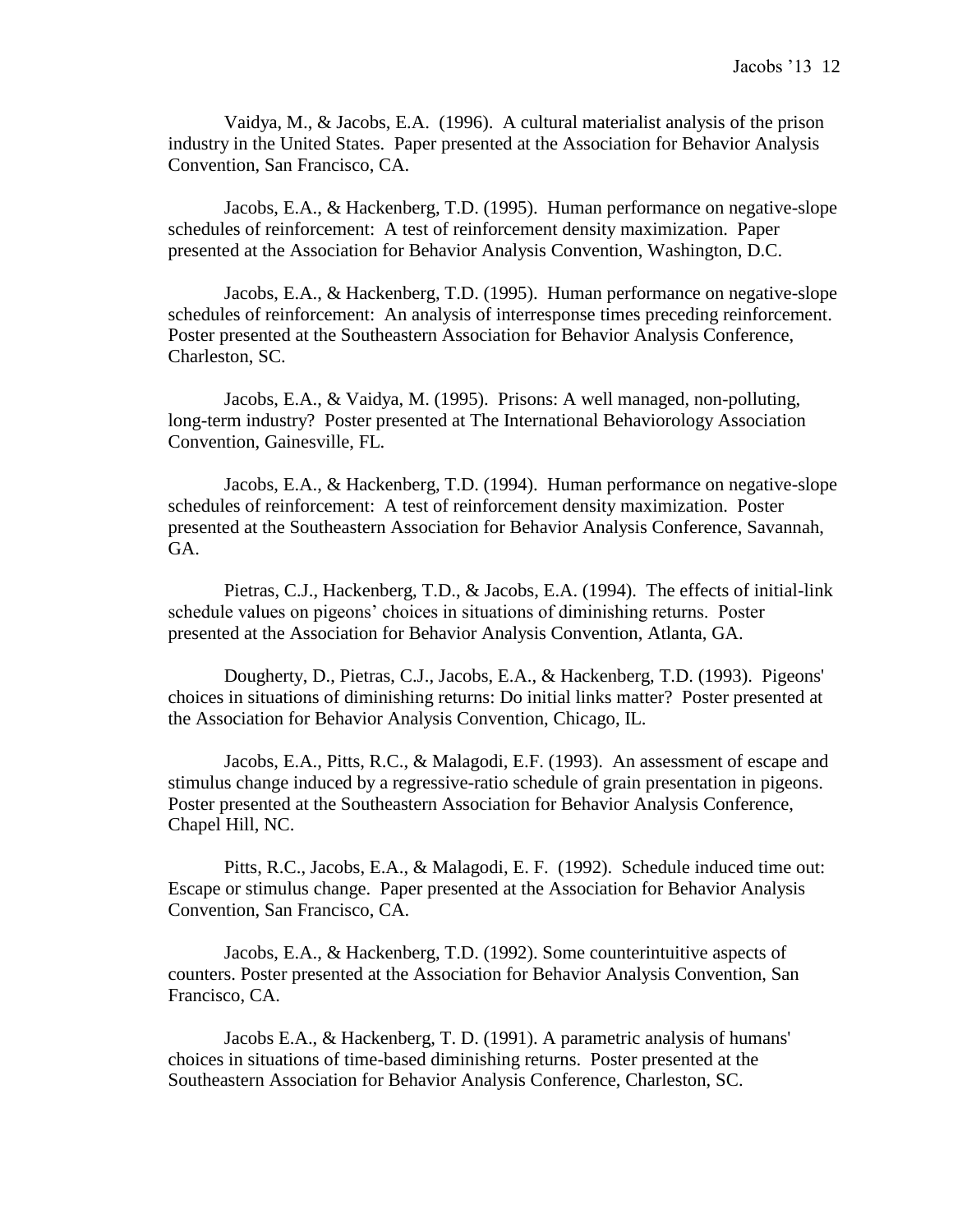Vaidya, M., & Jacobs, E.A. (1996). A cultural materialist analysis of the prison industry in the United States. Paper presented at the Association for Behavior Analysis Convention, San Francisco, CA.

Jacobs, E.A., & Hackenberg, T.D. (1995). Human performance on negative-slope schedules of reinforcement: A test of reinforcement density maximization. Paper presented at the Association for Behavior Analysis Convention, Washington, D.C.

Jacobs, E.A., & Hackenberg, T.D. (1995). Human performance on negative-slope schedules of reinforcement: An analysis of interresponse times preceding reinforcement. Poster presented at the Southeastern Association for Behavior Analysis Conference, Charleston, SC.

Jacobs, E.A., & Vaidya, M. (1995). Prisons: A well managed, non-polluting, long-term industry? Poster presented at The International Behaviorology Association Convention, Gainesville, FL.

Jacobs, E.A., & Hackenberg, T.D. (1994). Human performance on negative-slope schedules of reinforcement: A test of reinforcement density maximization. Poster presented at the Southeastern Association for Behavior Analysis Conference, Savannah, GA.

Pietras, C.J., Hackenberg, T.D., & Jacobs, E.A. (1994). The effects of initial-link schedule values on pigeons' choices in situations of diminishing returns. Poster presented at the Association for Behavior Analysis Convention, Atlanta, GA.

Dougherty, D., Pietras, C.J., Jacobs, E.A., & Hackenberg, T.D. (1993). Pigeons' choices in situations of diminishing returns: Do initial links matter? Poster presented at the Association for Behavior Analysis Convention, Chicago, IL.

Jacobs, E.A., Pitts, R.C., & Malagodi, E.F. (1993). An assessment of escape and stimulus change induced by a regressive-ratio schedule of grain presentation in pigeons. Poster presented at the Southeastern Association for Behavior Analysis Conference, Chapel Hill, NC.

Pitts, R.C., Jacobs, E.A., & Malagodi, E. F. (1992). Schedule induced time out: Escape or stimulus change. Paper presented at the Association for Behavior Analysis Convention, San Francisco, CA.

Jacobs, E.A., & Hackenberg, T.D. (1992). Some counterintuitive aspects of counters. Poster presented at the Association for Behavior Analysis Convention, San Francisco, CA.

Jacobs E.A., & Hackenberg, T. D. (1991). A parametric analysis of humans' choices in situations of time-based diminishing returns. Poster presented at the Southeastern Association for Behavior Analysis Conference, Charleston, SC.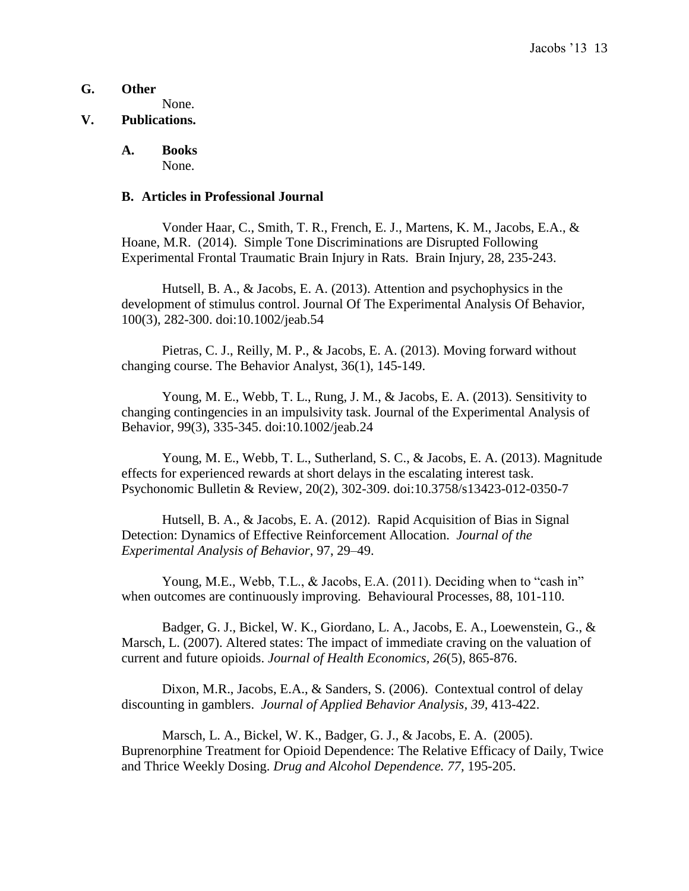**G. Other**

None.

**V. Publications.**

**A. Books**

None.

**B. Articles in Professional Journal**

Vonder Haar, C., Smith, T. R., French, E. J., Martens, K. M., Jacobs, E.A., & Hoane, M.R. (2014). Simple Tone Discriminations are Disrupted Following Experimental Frontal Traumatic Brain Injury in Rats. Brain Injury, 28, 235-243.

Hutsell, B. A., & Jacobs, E. A. (2013). Attention and psychophysics in the development of stimulus control. Journal Of The Experimental Analysis Of Behavior, 100(3), 282-300. doi:10.1002/jeab.54

Pietras, C. J., Reilly, M. P., & Jacobs, E. A. (2013). Moving forward without changing course. The Behavior Analyst, 36(1), 145-149.

Young, M. E., Webb, T. L., Rung, J. M., & Jacobs, E. A. (2013). Sensitivity to changing contingencies in an impulsivity task. Journal of the Experimental Analysis of Behavior, 99(3), 335-345. doi:10.1002/jeab.24

Young, M. E., Webb, T. L., Sutherland, S. C., & Jacobs, E. A. (2013). Magnitude effects for experienced rewards at short delays in the escalating interest task. Psychonomic Bulletin & Review, 20(2), 302-309. doi:10.3758/s13423-012-0350-7

Hutsell, B. A., & Jacobs, E. A. (2012). Rapid Acquisition of Bias in Signal Detection: Dynamics of Effective Reinforcement Allocation. *Journal of the Experimental Analysis of Behavior*, 97, 29–49.

Young, M.E., Webb, T.L., & Jacobs, E.A. (2011). Deciding when to "cash in" when outcomes are continuously improving. Behavioural Processes, 88, 101-110.

Badger, G. J., Bickel, W. K., Giordano, L. A., Jacobs, E. A., Loewenstein, G., & Marsch, L. (2007). Altered states: The impact of immediate craving on the valuation of current and future opioids. *Journal of Health Economics*, *26*(5), 865-876.

Dixon, M.R., Jacobs, E.A., & Sanders, S. (2006). Contextual control of delay discounting in gamblers. *Journal of Applied Behavior Analysis, 39,* 413-422.

Marsch, L. A., Bickel, W. K., Badger, G. J., & Jacobs, E. A. (2005). Buprenorphine Treatment for Opioid Dependence: The Relative Efficacy of Daily, Twice and Thrice Weekly Dosing. *Drug and Alcohol Dependence. 77,* 195-205.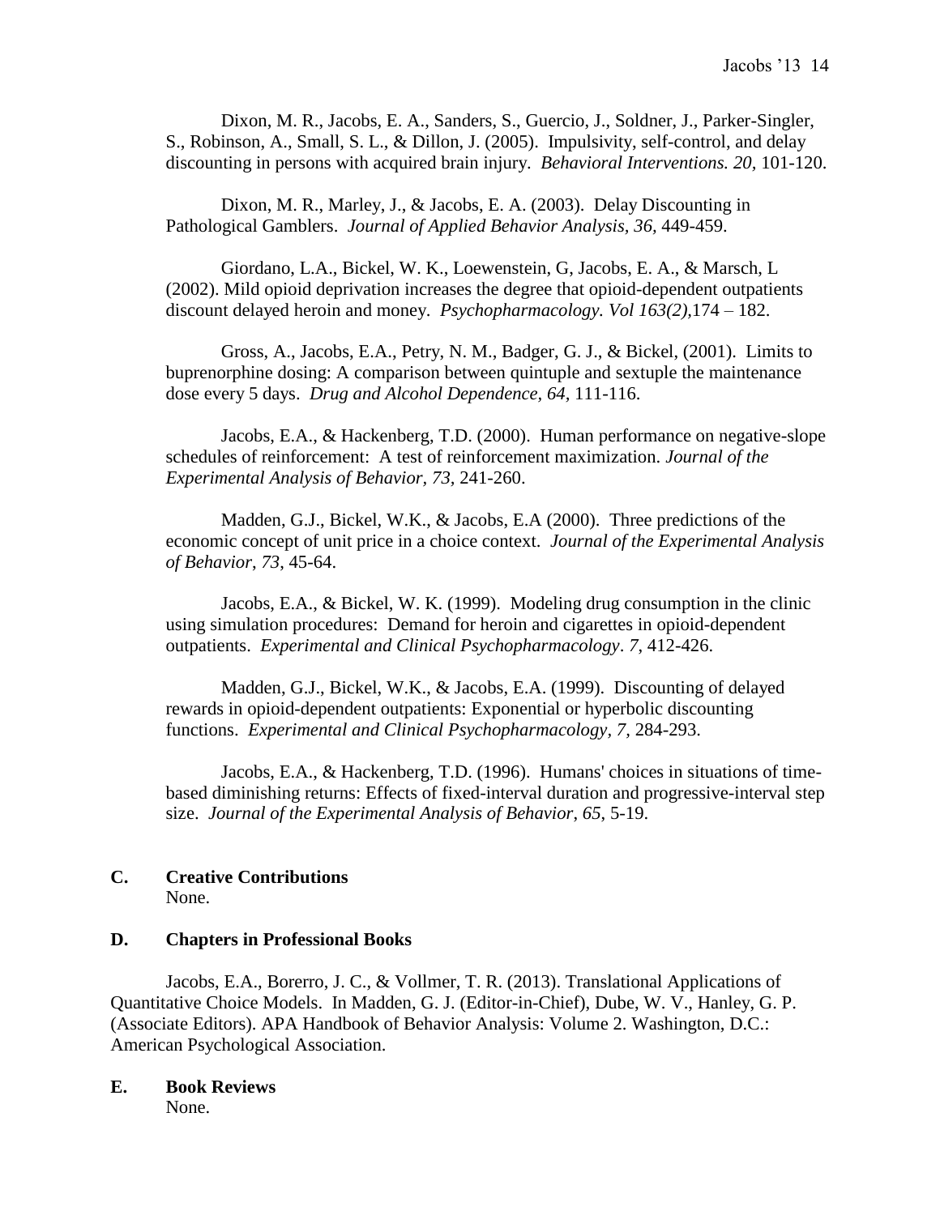Dixon, M. R., Jacobs, E. A., Sanders, S., Guercio, J., Soldner, J., Parker-Singler, S., Robinson, A., Small, S. L., & Dillon, J. (2005). Impulsivity, self-control, and delay discounting in persons with acquired brain injury. *Behavioral Interventions. 20,* 101-120.

Dixon, M. R., Marley, J., & Jacobs, E. A. (2003). Delay Discounting in Pathological Gamblers. *Journal of Applied Behavior Analysis, 36,* 449-459.

Giordano, L.A., Bickel, W. K., Loewenstein, G, Jacobs, E. A., & Marsch, L (2002). Mild opioid deprivation increases the degree that opioid-dependent outpatients discount delayed heroin and money. *Psychopharmacology. Vol 163(2),*174 – 182.

Gross, A., Jacobs, E.A., Petry, N. M., Badger, G. J., & Bickel, (2001). Limits to buprenorphine dosing: A comparison between quintuple and sextuple the maintenance dose every 5 days. *Drug and Alcohol Dependence, 64,* 111-116.

Jacobs, E.A., & Hackenberg, T.D. (2000). Human performance on negative-slope schedules of reinforcement: A test of reinforcement maximization. *Journal of the Experimental Analysis of Behavior, 73*, 241-260.

Madden, G.J., Bickel, W.K., & Jacobs, E.A (2000). Three predictions of the economic concept of unit price in a choice context. *Journal of the Experimental Analysis of Behavior*, *73*, 45-64.

Jacobs, E.A., & Bickel, W. K. (1999). Modeling drug consumption in the clinic using simulation procedures: Demand for heroin and cigarettes in opioid-dependent outpatients. *Experimental and Clinical Psychopharmacology*. *7*, 412-426.

Madden, G.J., Bickel, W.K., & Jacobs, E.A. (1999). Discounting of delayed rewards in opioid-dependent outpatients: Exponential or hyperbolic discounting functions. *Experimental and Clinical Psychopharmacology, 7,* 284-293.

Jacobs, E.A., & Hackenberg, T.D. (1996). Humans' choices in situations of time-based diminishing returns: Effects of fixed-interval duration and progressive-interval step size. *Journal of the Experimental Analysis of Behavior*, *65*, 5-19.

**C. Creative Contributions**

None.

**D. Chapters in Professional Books**

Jacobs, E.A., Borerro, J. C., & Vollmer, T. R. (2013). Translational Applications of Quantitative Choice Models. In Madden, G. J. (Editor-in-Chief), Dube, W. V., Hanley, G. P. (Associate Editors). APA Handbook of Behavior Analysis: Volume 2. Washington, D.C.: American Psychological Association.

**E. Book Reviews**

None.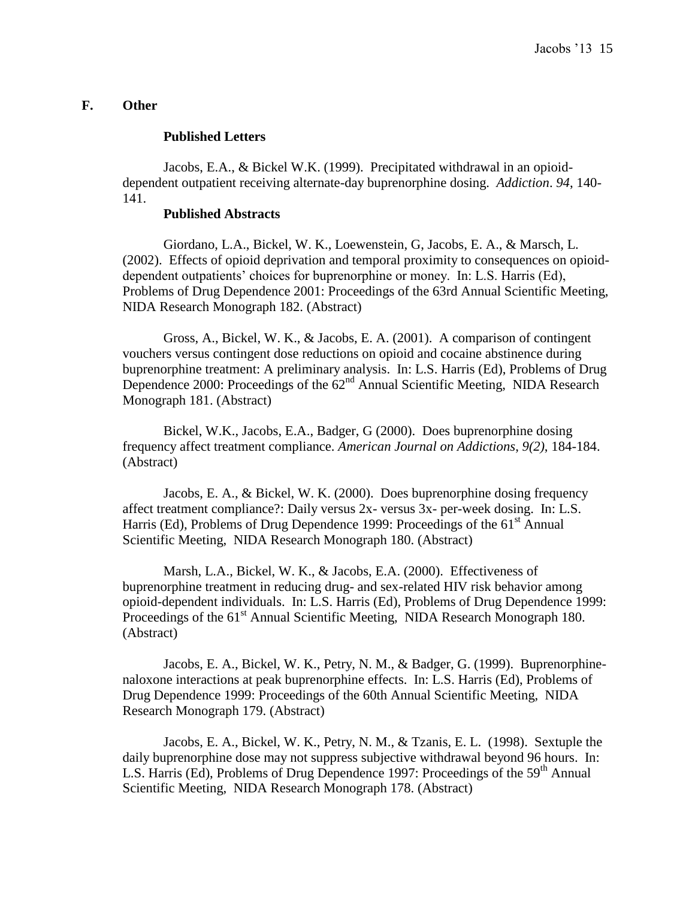## F. Other

### Published Letters

Jacobs, E.A., & Bickel W.K. (1999). Precipitated withdrawal in an opioid-dependent outpatient receiving alternate-day buprenorphine dosing. *Addiction*. *94*, 140-141.

### Published Abstracts

Giordano, L.A., Bickel, W. K., Loewenstein, G, Jacobs, E. A., & Marsch, L. (2002). Effects of opioid deprivation and temporal proximity to consequences on opioid-dependent outpatients' choices for buprenorphine or money. In: L.S. Harris (Ed), Problems of Drug Dependence 2001: Proceedings of the 63rd Annual Scientific Meeting, NIDA Research Monograph 182. (Abstract)

Gross, A., Bickel, W. K., & Jacobs, E. A. (2001). A comparison of contingent vouchers versus contingent dose reductions on opioid and cocaine abstinence during buprenorphine treatment: A preliminary analysis. In: L.S. Harris (Ed), Problems of Drug Dependence 2000: Proceedings of the 62nd Annual Scientific Meeting, NIDA Research Monograph 181. (Abstract)

Bickel, W.K., Jacobs, E.A., Badger, G (2000). Does buprenorphine dosing frequency affect treatment compliance. *American Journal on Addictions, 9(2)*, 184-184. (Abstract)

Jacobs, E. A., & Bickel, W. K. (2000). Does buprenorphine dosing frequency affect treatment compliance?: Daily versus 2x- versus 3x- per-week dosing. In: L.S. Harris (Ed), Problems of Drug Dependence 1999: Proceedings of the 61st Annual Scientific Meeting, NIDA Research Monograph 180. (Abstract)

Marsh, L.A., Bickel, W. K., & Jacobs, E.A. (2000). Effectiveness of buprenorphine treatment in reducing drug- and sex-related HIV risk behavior among opioid-dependent individuals. In: L.S. Harris (Ed), Problems of Drug Dependence 1999: Proceedings of the 61st Annual Scientific Meeting, NIDA Research Monograph 180. (Abstract)

Jacobs, E. A., Bickel, W. K., Petry, N. M., & Badger, G. (1999). Buprenorphine-naloxone interactions at peak buprenorphine effects. In: L.S. Harris (Ed), Problems of Drug Dependence 1999: Proceedings of the 60th Annual Scientific Meeting, NIDA Research Monograph 179. (Abstract)

Jacobs, E. A., Bickel, W. K., Petry, N. M., & Tzanis, E. L. (1998). Sextuple the daily buprenorphine dose may not suppress subjective withdrawal beyond 96 hours. In: L.S. Harris (Ed), Problems of Drug Dependence 1997: Proceedings of the 59th Annual Scientific Meeting, NIDA Research Monograph 178. (Abstract)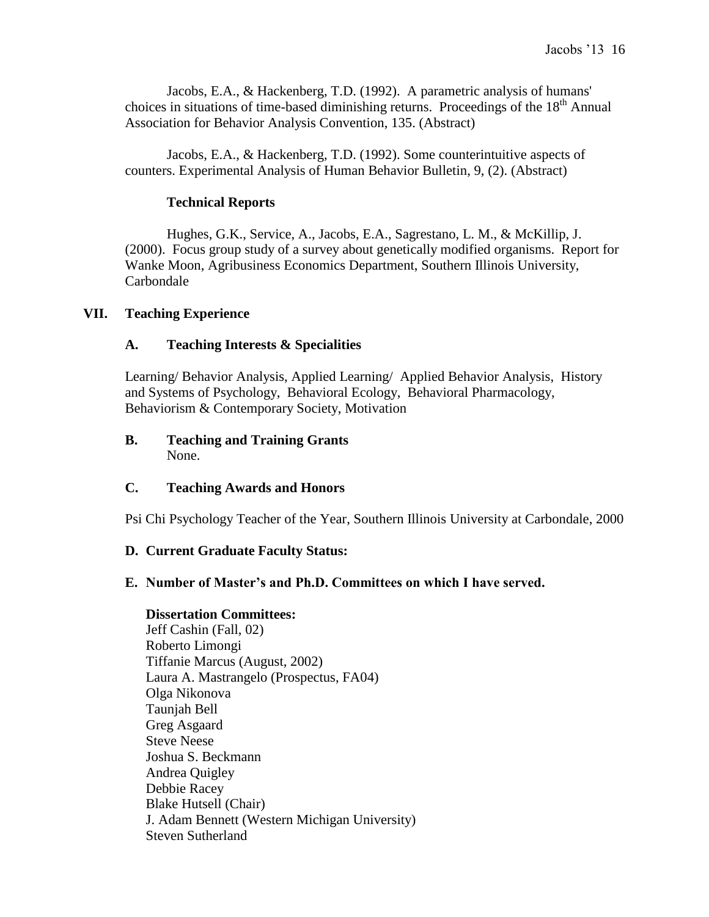Jacobs, E.A., & Hackenberg, T.D. (1992). A parametric analysis of humans' choices in situations of time-based diminishing returns. Proceedings of the 18th Annual Association for Behavior Analysis Convention, 135. (Abstract)

Jacobs, E.A., & Hackenberg, T.D. (1992). Some counterintuitive aspects of counters. Experimental Analysis of Human Behavior Bulletin, 9, (2). (Abstract)

**Technical Reports**

Hughes, G.K., Service, A., Jacobs, E.A., Sagrestano, L. M., & McKillip, J. (2000). Focus group study of a survey about genetically modified organisms. Report for Wanke Moon, Agribusiness Economics Department, Southern Illinois University, Carbondale

## VII. Teaching Experience

### A. Teaching Interests & Specialities

Learning/ Behavior Analysis, Applied Learning/ Applied Behavior Analysis, History and Systems of Psychology, Behavioral Ecology, Behavioral Pharmacology, Behaviorism & Contemporary Society, Motivation

### B. Teaching and Training Grants

None.

### C. Teaching Awards and Honors

Psi Chi Psychology Teacher of the Year, Southern Illinois University at Carbondale, 2000

### D. Current Graduate Faculty Status:

### E. Number of Master's and Ph.D. Committees on which I have served.

**Dissertation Committees:**

Jeff Cashin (Fall, 02)
Roberto Limongi
Tiffanie Marcus (August, 2002)
Laura A. Mastrangelo (Prospectus, FA04)
Olga Nikonova
Taunjah Bell
Greg Asgaard
Steve Neese
Joshua S. Beckmann
Andrea Quigley
Debbie Racey
Blake Hutsell (Chair)
J. Adam Bennett (Western Michigan University)
Steven Sutherland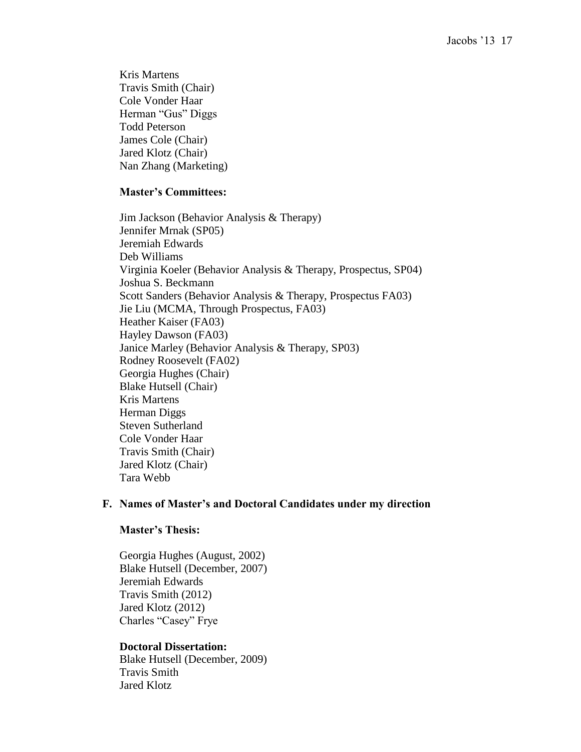Kris Martens
Travis Smith (Chair)
Cole Vonder Haar
Herman "Gus" Diggs
Todd Peterson
James Cole (Chair)
Jared Klotz (Chair)
Nan Zhang (Marketing)

**Master's Committees:**

Jim Jackson (Behavior Analysis & Therapy)
Jennifer Mrnak (SP05)
Jeremiah Edwards
Deb Williams
Virginia Koeler (Behavior Analysis & Therapy, Prospectus, SP04)
Joshua S. Beckmann
Scott Sanders (Behavior Analysis & Therapy, Prospectus FA03)
Jie Liu (MCMA, Through Prospectus, FA03)
Heather Kaiser (FA03)
Hayley Dawson (FA03)
Janice Marley (Behavior Analysis & Therapy, SP03)
Rodney Roosevelt (FA02)
Georgia Hughes (Chair)
Blake Hutsell (Chair)
Kris Martens
Herman Diggs
Steven Sutherland
Cole Vonder Haar
Travis Smith (Chair)
Jared Klotz (Chair)
Tara Webb

**F. Names of Master's and Doctoral Candidates under my direction**

**Master's Thesis:**

Georgia Hughes (August, 2002)
Blake Hutsell (December, 2007)
Jeremiah Edwards
Travis Smith (2012)
Jared Klotz (2012)
Charles "Casey" Frye

**Doctoral Dissertation:**

Blake Hutsell (December, 2009)
Travis Smith
Jared Klotz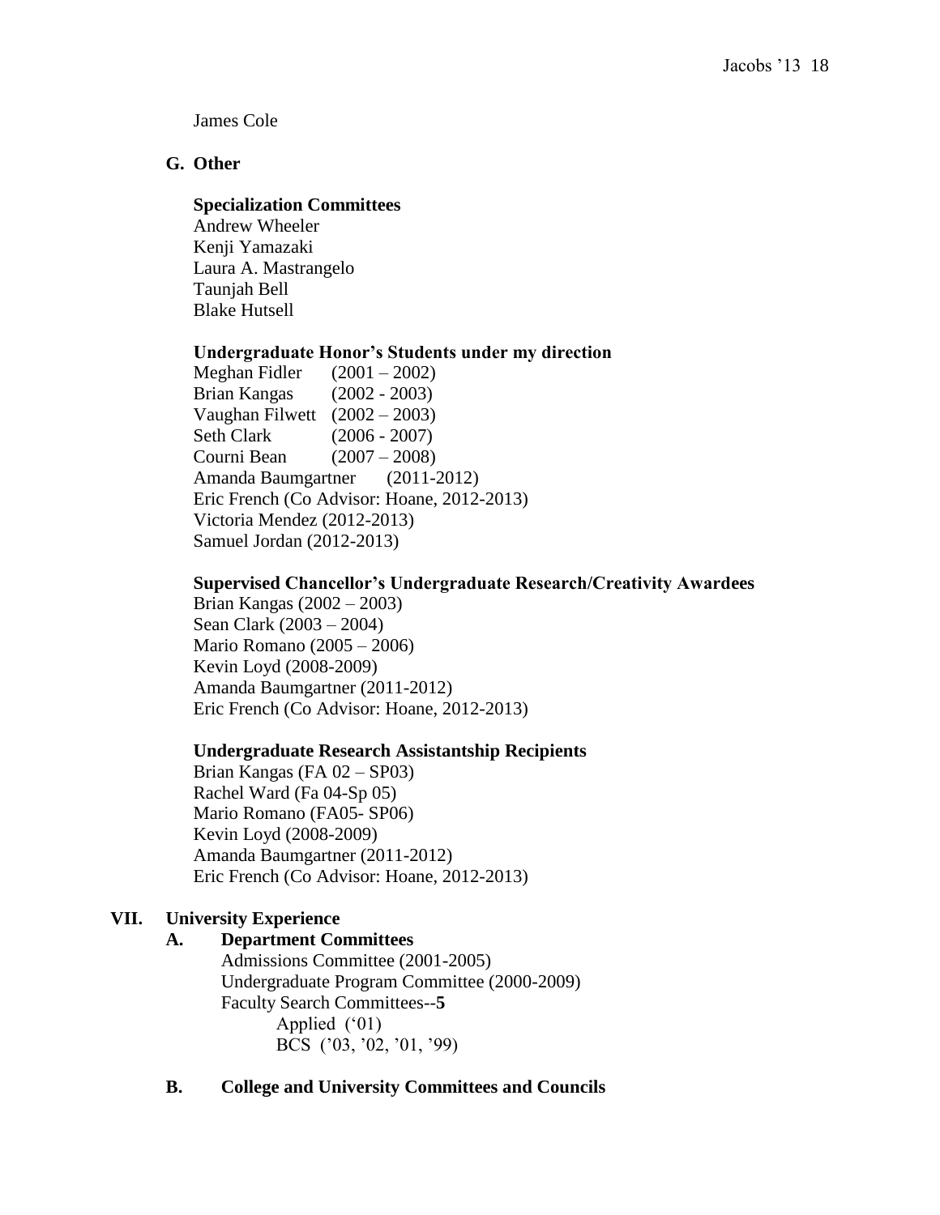James Cole

### G. Other

**Specialization Committees**

Andrew Wheeler
Kenji Yamazaki
Laura A. Mastrangelo
Taunjah Bell
Blake Hutsell

**Undergraduate Honor's Students under my direction**

Meghan Fidler (2001 – 2002)
Brian Kangas (2002 - 2003)
Vaughan Filwett (2002 – 2003)
Seth Clark (2006 - 2007)
Courni Bean (2007 – 2008)
Amanda Baumgartner (2011-2012)
Eric French (Co Advisor: Hoane, 2012-2013)
Victoria Mendez (2012-2013)
Samuel Jordan (2012-2013)

**Supervised Chancellor's Undergraduate Research/Creativity Awardees**

Brian Kangas (2002 – 2003)
Sean Clark (2003 – 2004)
Mario Romano (2005 – 2006)
Kevin Loyd (2008-2009)
Amanda Baumgartner (2011-2012)
Eric French (Co Advisor: Hoane, 2012-2013)

**Undergraduate Research Assistantship Recipients**

Brian Kangas (FA 02 – SP03)
Rachel Ward (Fa 04-Sp 05)
Mario Romano (FA05- SP06)
Kevin Loyd (2008-2009)
Amanda Baumgartner (2011-2012)
Eric French (Co Advisor: Hoane, 2012-2013)

## VII. University Experience

### A. Department Committees

Admissions Committee (2001-2005)
Undergraduate Program Committee (2000-2009)
Faculty Search Committees--**5**
- Applied ('01)
- BCS ('03, '02, '01, '99)

### B. College and University Committees and Councils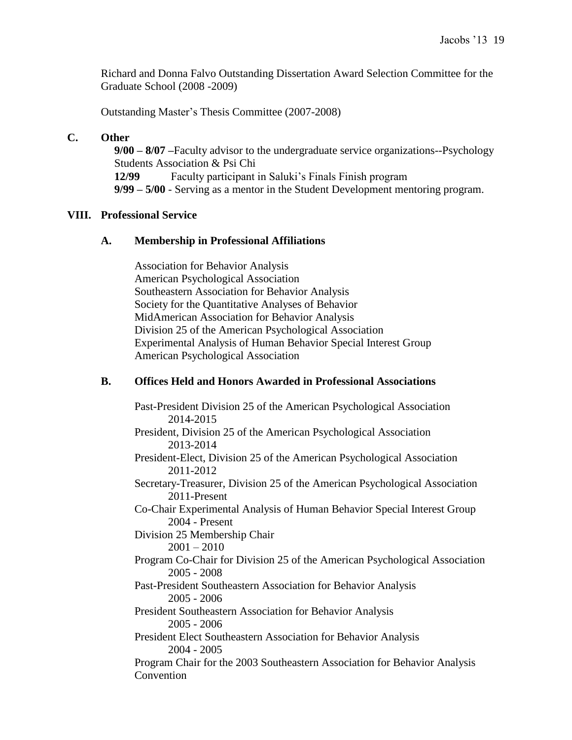Richard and Donna Falvo Outstanding Dissertation Award Selection Committee for the Graduate School (2008 -2009)

Outstanding Master's Thesis Committee (2007-2008)

### C. Other

**9/00 – 8/07** –Faculty advisor to the undergraduate service organizations--Psychology Students Association & Psi Chi
**12/99** Faculty participant in Saluki's Finals Finish program
**9/99 – 5/00** - Serving as a mentor in the Student Development mentoring program.

## VIII. Professional Service

### A. Membership in Professional Affiliations

Association for Behavior Analysis
American Psychological Association
Southeastern Association for Behavior Analysis
Society for the Quantitative Analyses of Behavior
MidAmerican Association for Behavior Analysis
Division 25 of the American Psychological Association
Experimental Analysis of Human Behavior Special Interest Group
American Psychological Association

### B. Offices Held and Honors Awarded in Professional Associations

Past-President Division 25 of the American Psychological Association
2014-2015
President, Division 25 of the American Psychological Association
2013-2014
President-Elect, Division 25 of the American Psychological Association
2011-2012
Secretary-Treasurer, Division 25 of the American Psychological Association
2011-Present
Co-Chair Experimental Analysis of Human Behavior Special Interest Group
2004 - Present
Division 25 Membership Chair
2001 – 2010
Program Co-Chair for Division 25 of the American Psychological Association
2005 - 2008
Past-President Southeastern Association for Behavior Analysis
2005 - 2006
President Southeastern Association for Behavior Analysis
2005 - 2006
President Elect Southeastern Association for Behavior Analysis
2004 - 2005
Program Chair for the 2003 Southeastern Association for Behavior Analysis Convention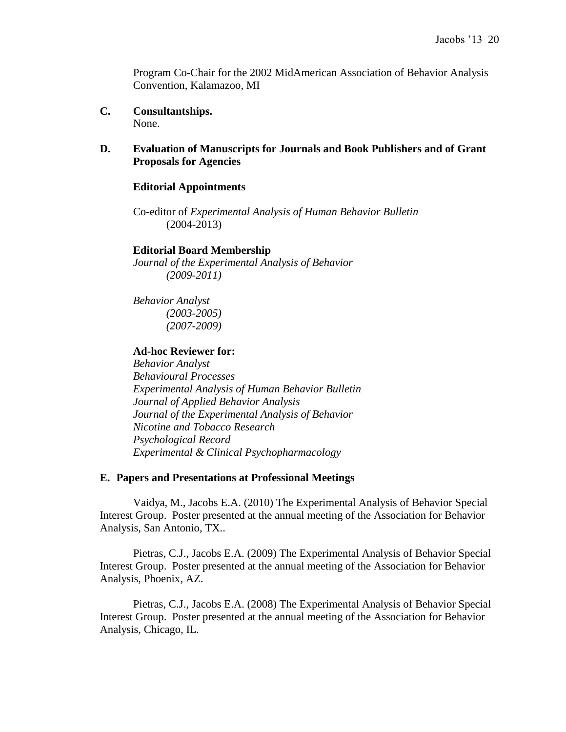Program Co-Chair for the 2002 MidAmerican Association of Behavior Analysis Convention, Kalamazoo, MI

**C. Consultantships.**
None.

**D. Evaluation of Manuscripts for Journals and Book Publishers and of Grant Proposals for Agencies**

**Editorial Appointments**

Co-editor of *Experimental Analysis of Human Behavior Bulletin* (2004-2013)

**Editorial Board Membership**

*Journal of the Experimental Analysis of Behavior*
*(2009-2011)*

*Behavior Analyst*
*(2003-2005)*
*(2007-2009)*

**Ad-hoc Reviewer for:**

*Behavior Analyst*
*Behavioural Processes*
*Experimental Analysis of Human Behavior Bulletin*
*Journal of Applied Behavior Analysis*
*Journal of the Experimental Analysis of Behavior*
*Nicotine and Tobacco Research*
*Psychological Record*
*Experimental & Clinical Psychopharmacology*

**E. Papers and Presentations at Professional Meetings**

Vaidya, M., Jacobs E.A. (2010) The Experimental Analysis of Behavior Special Interest Group. Poster presented at the annual meeting of the Association for Behavior Analysis, San Antonio, TX..

Pietras, C.J., Jacobs E.A. (2009) The Experimental Analysis of Behavior Special Interest Group. Poster presented at the annual meeting of the Association for Behavior Analysis, Phoenix, AZ.

Pietras, C.J., Jacobs E.A. (2008) The Experimental Analysis of Behavior Special Interest Group. Poster presented at the annual meeting of the Association for Behavior Analysis, Chicago, IL.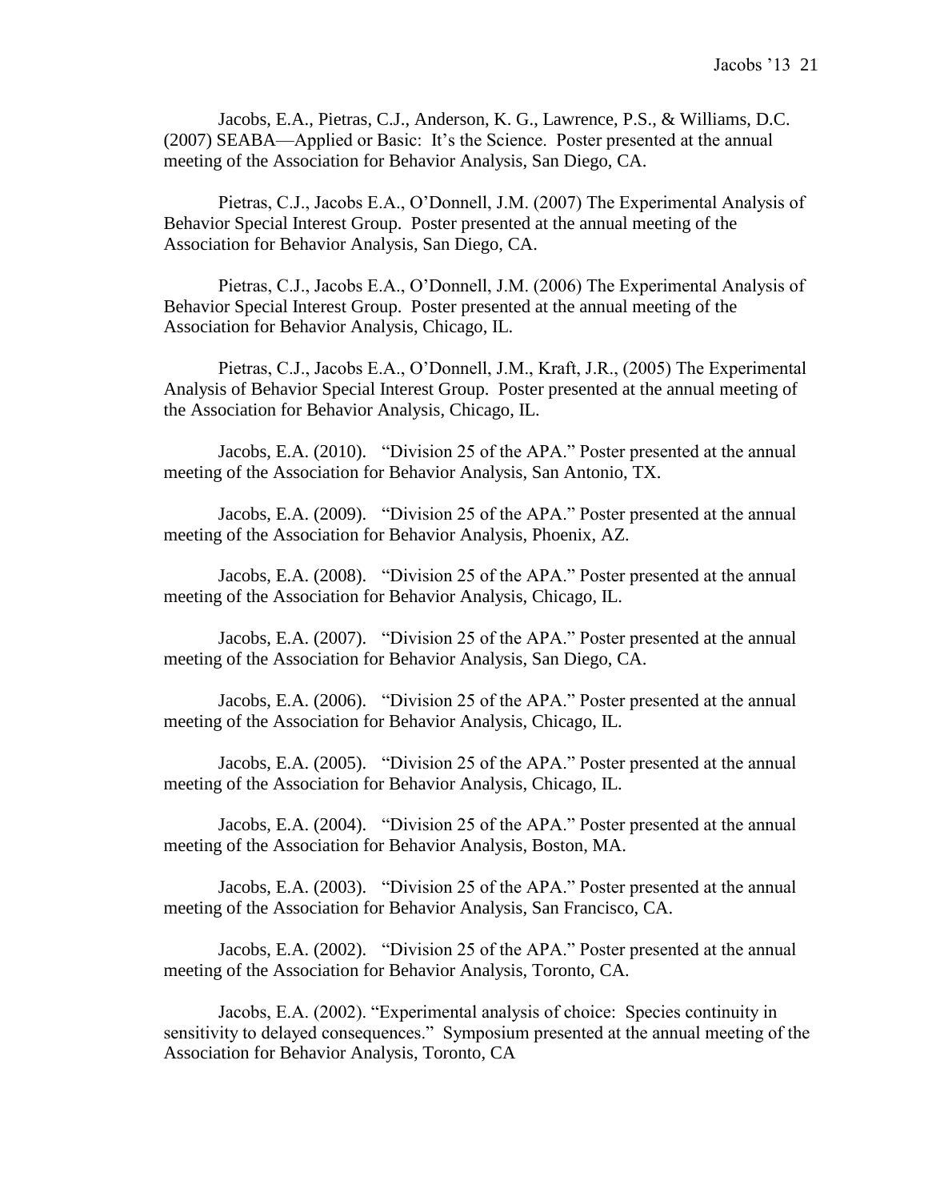Jacobs, E.A., Pietras, C.J., Anderson, K. G., Lawrence, P.S., & Williams, D.C. (2007) SEABA—Applied or Basic: It's the Science. Poster presented at the annual meeting of the Association for Behavior Analysis, San Diego, CA.

Pietras, C.J., Jacobs E.A., O'Donnell, J.M. (2007) The Experimental Analysis of Behavior Special Interest Group. Poster presented at the annual meeting of the Association for Behavior Analysis, San Diego, CA.

Pietras, C.J., Jacobs E.A., O'Donnell, J.M. (2006) The Experimental Analysis of Behavior Special Interest Group. Poster presented at the annual meeting of the Association for Behavior Analysis, Chicago, IL.

Pietras, C.J., Jacobs E.A., O'Donnell, J.M., Kraft, J.R., (2005) The Experimental Analysis of Behavior Special Interest Group. Poster presented at the annual meeting of the Association for Behavior Analysis, Chicago, IL.

Jacobs, E.A. (2010). "Division 25 of the APA." Poster presented at the annual meeting of the Association for Behavior Analysis, San Antonio, TX.

Jacobs, E.A. (2009). "Division 25 of the APA." Poster presented at the annual meeting of the Association for Behavior Analysis, Phoenix, AZ.

Jacobs, E.A. (2008). "Division 25 of the APA." Poster presented at the annual meeting of the Association for Behavior Analysis, Chicago, IL.

Jacobs, E.A. (2007). "Division 25 of the APA." Poster presented at the annual meeting of the Association for Behavior Analysis, San Diego, CA.

Jacobs, E.A. (2006). "Division 25 of the APA." Poster presented at the annual meeting of the Association for Behavior Analysis, Chicago, IL.

Jacobs, E.A. (2005). "Division 25 of the APA." Poster presented at the annual meeting of the Association for Behavior Analysis, Chicago, IL.

Jacobs, E.A. (2004). "Division 25 of the APA." Poster presented at the annual meeting of the Association for Behavior Analysis, Boston, MA.

Jacobs, E.A. (2003). "Division 25 of the APA." Poster presented at the annual meeting of the Association for Behavior Analysis, San Francisco, CA.

Jacobs, E.A. (2002). "Division 25 of the APA." Poster presented at the annual meeting of the Association for Behavior Analysis, Toronto, CA.

Jacobs, E.A. (2002). "Experimental analysis of choice: Species continuity in sensitivity to delayed consequences." Symposium presented at the annual meeting of the Association for Behavior Analysis, Toronto, CA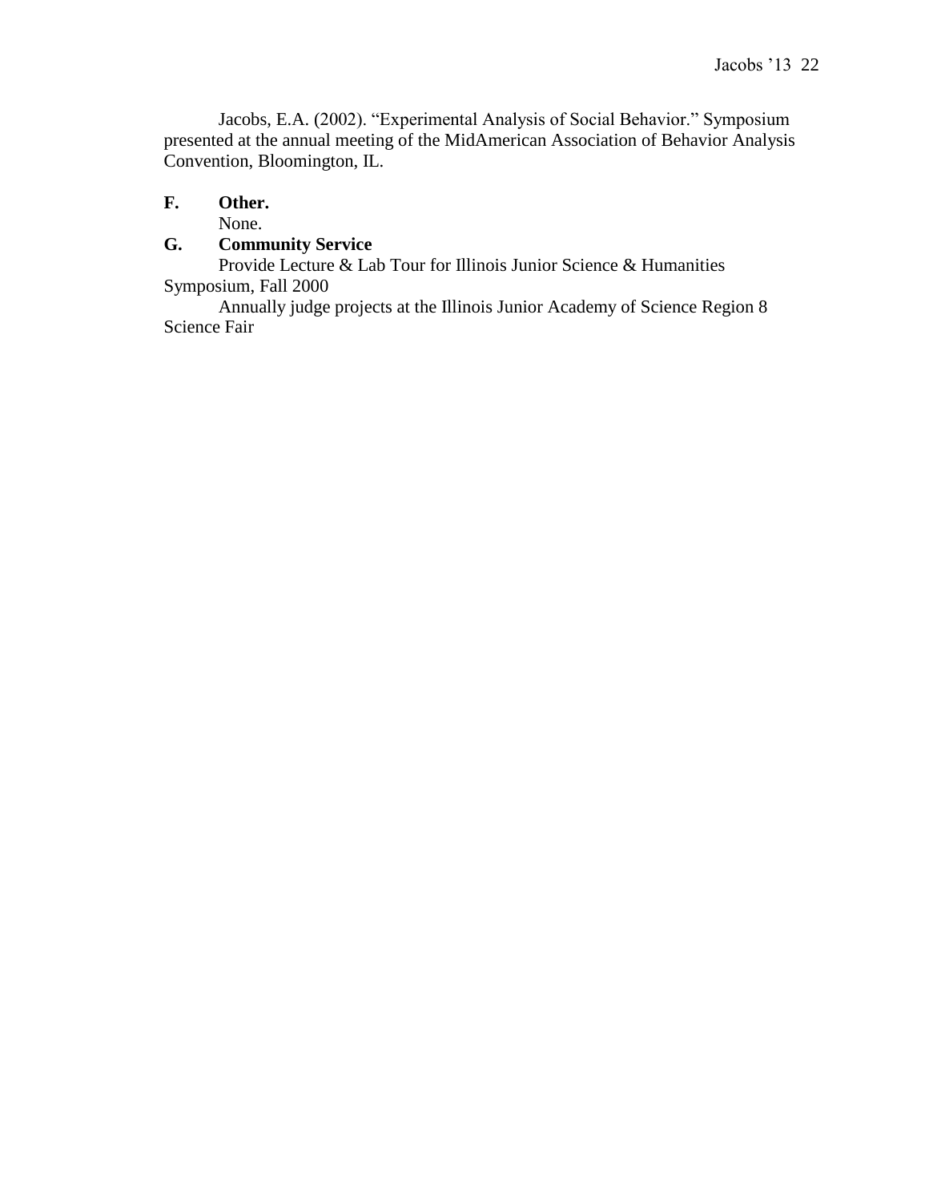Jacobs, E.A. (2002). "Experimental Analysis of Social Behavior." Symposium presented at the annual meeting of the MidAmerican Association of Behavior Analysis Convention, Bloomington, IL.

**F. Other.**

None.

**G. Community Service**

Provide Lecture & Lab Tour for Illinois Junior Science & Humanities Symposium, Fall 2000

Annually judge projects at the Illinois Junior Academy of Science Region 8 Science Fair